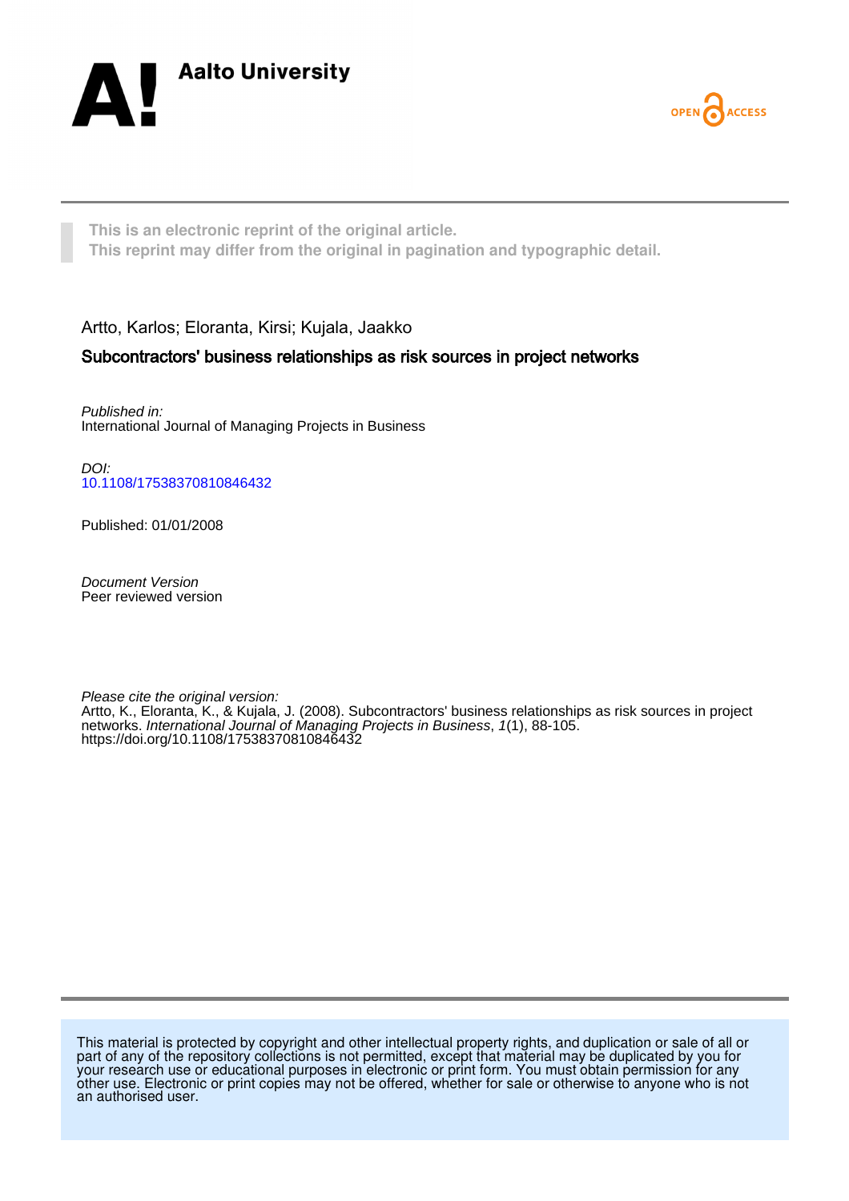Aalto University

OPEN ACCESS

This is an electronic reprint of the original article.
This reprint may differ from the original in pagination and typographic detail.

Artto, Karlos; Eloranta, Kirsi; Kujala, Jaakko

## Subcontractors' business relationships as risk sources in project networks

*Published in:*
International Journal of Managing Projects in Business

*DOI:*
10.1108/17538370810846432

Published: 01/01/2008

*Document Version*
Peer reviewed version

*Please cite the original version:*
Artto, K., Eloranta, K., & Kujala, J. (2008). Subcontractors' business relationships as risk sources in project networks. *International Journal of Managing Projects in Business*, *1*(1), 88-105. https://doi.org/10.1108/17538370810846432

This material is protected by copyright and other intellectual property rights, and duplication or sale of all or part of any of the repository collections is not permitted, except that material may be duplicated by you for your research use or educational purposes in electronic or print form. You must obtain permission for any other use. Electronic or print copies may not be offered, whether for sale or otherwise to anyone who is not an authorised user.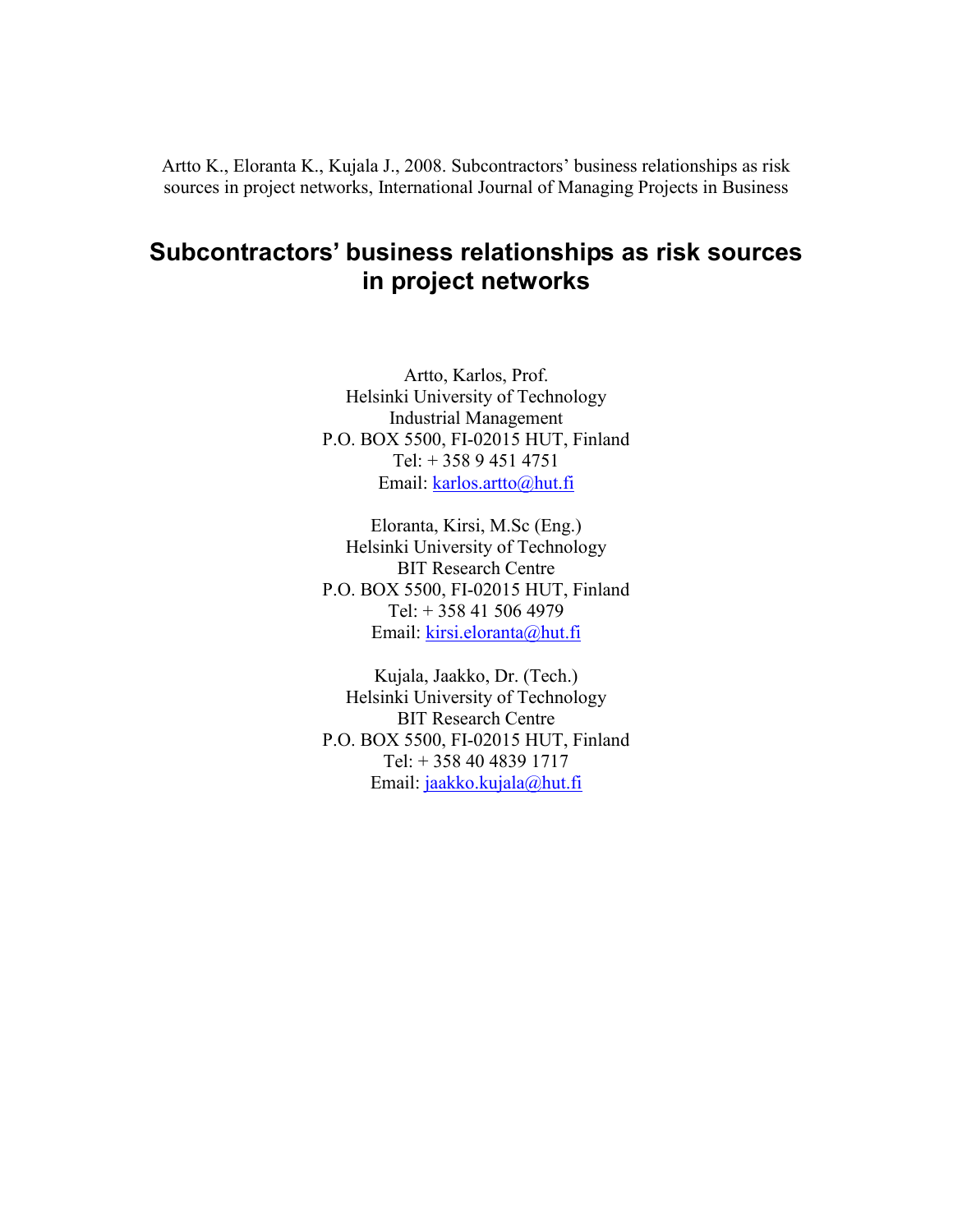Artto K., Eloranta K., Kujala J., 2008. Subcontractors' business relationships as risk sources in project networks, International Journal of Managing Projects in Business

# Subcontractors' business relationships as risk sources in project networks

Artto, Karlos, Prof.  
Helsinki University of Technology  
Industrial Management  
P.O. BOX 5500, FI-02015 HUT, Finland  
Tel: + 358 9 451 4751  
Email: karlos.artto@hut.fi

Eloranta, Kirsi, M.Sc (Eng.)  
Helsinki University of Technology  
BIT Research Centre  
P.O. BOX 5500, FI-02015 HUT, Finland  
Tel: + 358 41 506 4979  
Email: kirsi.eloranta@hut.fi

Kujala, Jaakko, Dr. (Tech.)  
Helsinki University of Technology  
BIT Research Centre  
P.O. BOX 5500, FI-02015 HUT, Finland  
Tel: + 358 40 4839 1717  
Email: jaakko.kujala@hut.fi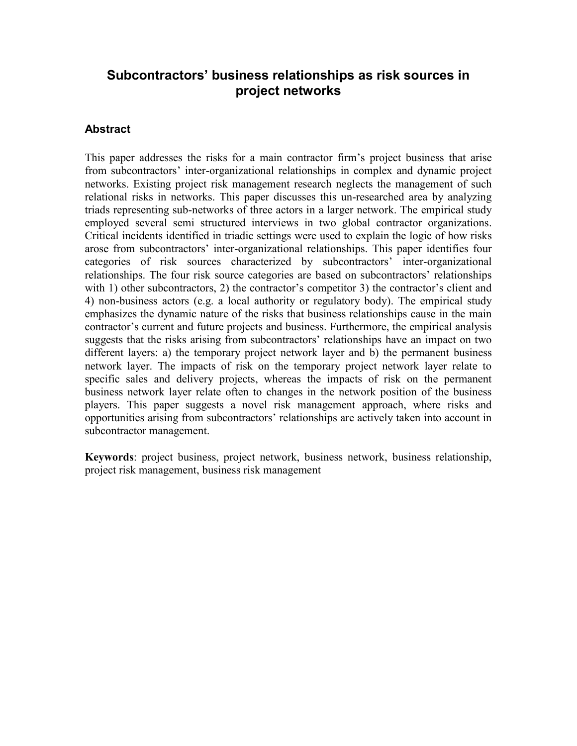# Subcontractors' business relationships as risk sources in project networks

## Abstract

This paper addresses the risks for a main contractor firm's project business that arise from subcontractors' inter-organizational relationships in complex and dynamic project networks. Existing project risk management research neglects the management of such relational risks in networks. This paper discusses this un-researched area by analyzing triads representing sub-networks of three actors in a larger network. The empirical study employed several semi structured interviews in two global contractor organizations. Critical incidents identified in triadic settings were used to explain the logic of how risks arose from subcontractors' inter-organizational relationships. This paper identifies four categories of risk sources characterized by subcontractors' inter-organizational relationships. The four risk source categories are based on subcontractors' relationships with 1) other subcontractors, 2) the contractor's competitor 3) the contractor's client and 4) non-business actors (e.g. a local authority or regulatory body). The empirical study emphasizes the dynamic nature of the risks that business relationships cause in the main contractor's current and future projects and business. Furthermore, the empirical analysis suggests that the risks arising from subcontractors' relationships have an impact on two different layers: a) the temporary project network layer and b) the permanent business network layer. The impacts of risk on the temporary project network layer relate to specific sales and delivery projects, whereas the impacts of risk on the permanent business network layer relate often to changes in the network position of the business players. This paper suggests a novel risk management approach, where risks and opportunities arising from subcontractors' relationships are actively taken into account in subcontractor management.

**Keywords**: project business, project network, business network, business relationship, project risk management, business risk management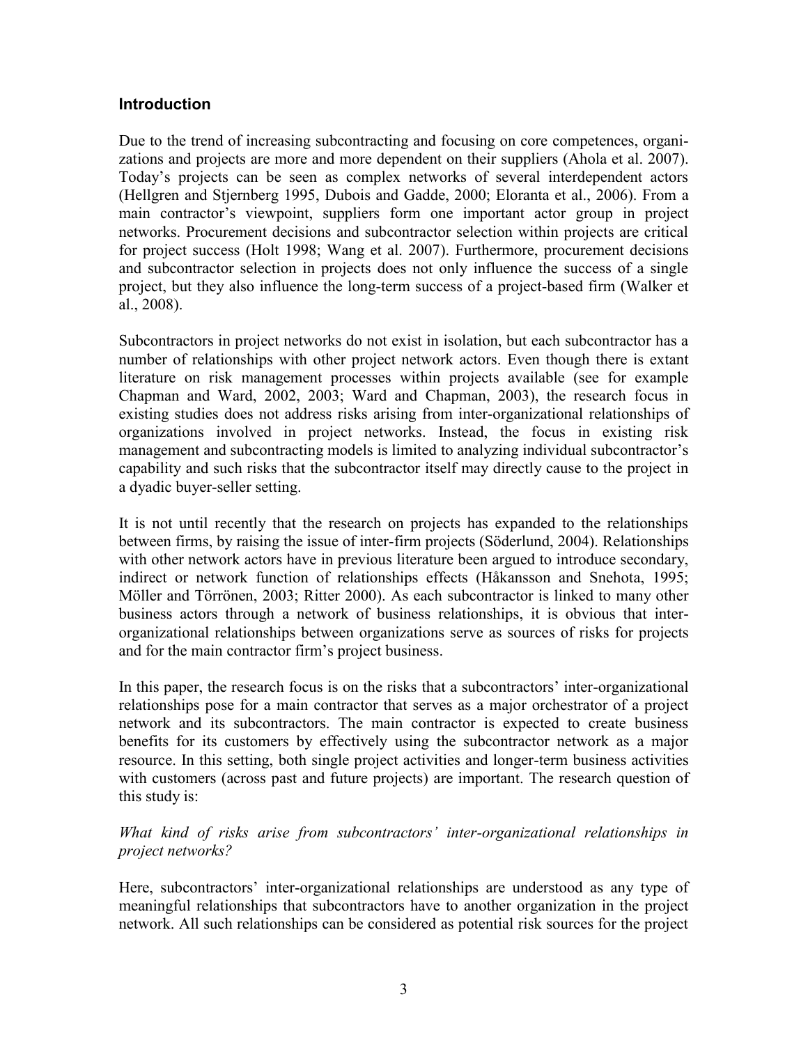## Introduction

Due to the trend of increasing subcontracting and focusing on core competences, organizations and projects are more and more dependent on their suppliers (Ahola et al. 2007). Today's projects can be seen as complex networks of several interdependent actors (Hellgren and Stjernberg 1995, Dubois and Gadde, 2000; Eloranta et al., 2006). From a main contractor's viewpoint, suppliers form one important actor group in project networks. Procurement decisions and subcontractor selection within projects are critical for project success (Holt 1998; Wang et al. 2007). Furthermore, procurement decisions and subcontractor selection in projects does not only influence the success of a single project, but they also influence the long-term success of a project-based firm (Walker et al., 2008).

Subcontractors in project networks do not exist in isolation, but each subcontractor has a number of relationships with other project network actors. Even though there is extant literature on risk management processes within projects available (see for example Chapman and Ward, 2002, 2003; Ward and Chapman, 2003), the research focus in existing studies does not address risks arising from inter-organizational relationships of organizations involved in project networks. Instead, the focus in existing risk management and subcontracting models is limited to analyzing individual subcontractor's capability and such risks that the subcontractor itself may directly cause to the project in a dyadic buyer-seller setting.

It is not until recently that the research on projects has expanded to the relationships between firms, by raising the issue of inter-firm projects (Söderlund, 2004). Relationships with other network actors have in previous literature been argued to introduce secondary, indirect or network function of relationships effects (Håkansson and Snehota, 1995; Möller and Törrönen, 2003; Ritter 2000). As each subcontractor is linked to many other business actors through a network of business relationships, it is obvious that inter-organizational relationships between organizations serve as sources of risks for projects and for the main contractor firm's project business.

In this paper, the research focus is on the risks that a subcontractors' inter-organizational relationships pose for a main contractor that serves as a major orchestrator of a project network and its subcontractors. The main contractor is expected to create business benefits for its customers by effectively using the subcontractor network as a major resource. In this setting, both single project activities and longer-term business activities with customers (across past and future projects) are important. The research question of this study is:

*What kind of risks arise from subcontractors' inter-organizational relationships in project networks?*

Here, subcontractors' inter-organizational relationships are understood as any type of meaningful relationships that subcontractors have to another organization in the project network. All such relationships can be considered as potential risk sources for the project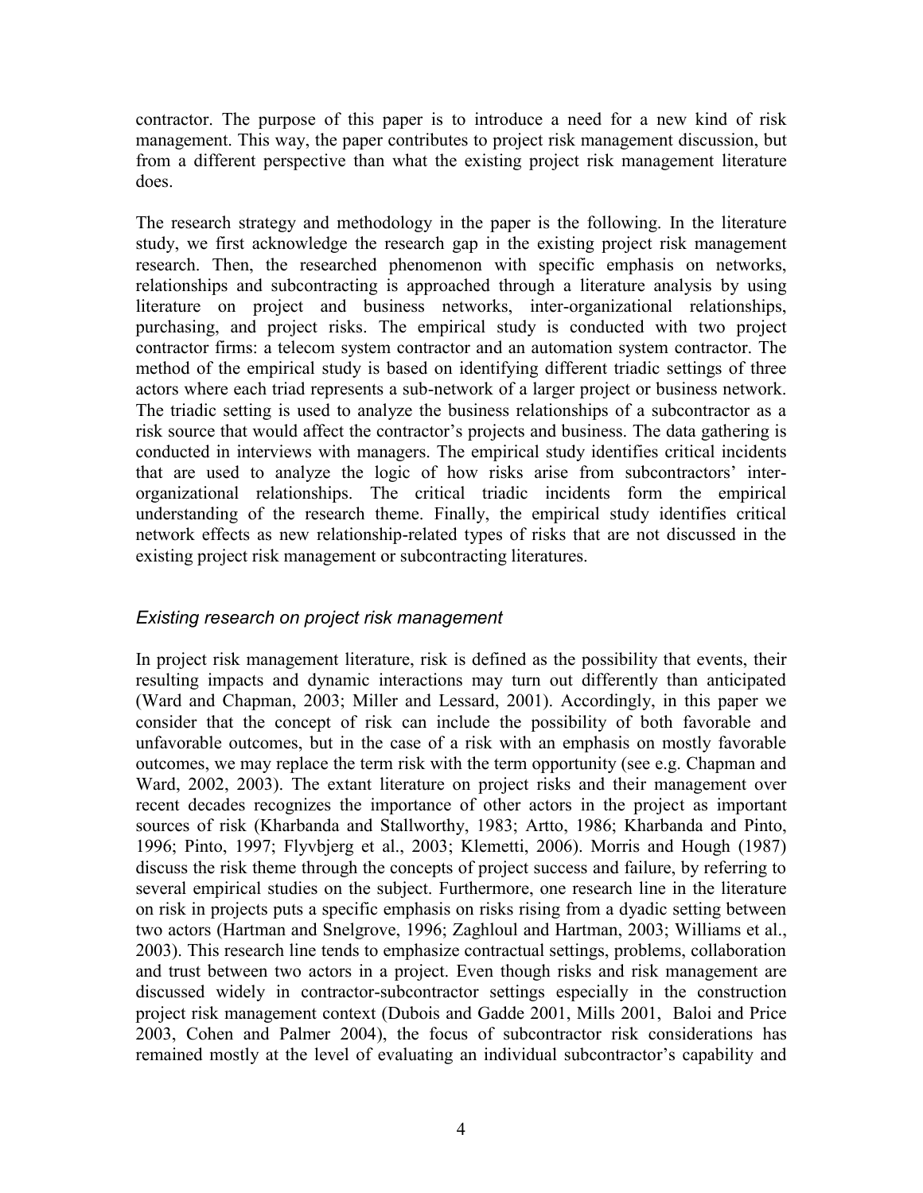contractor. The purpose of this paper is to introduce a need for a new kind of risk management. This way, the paper contributes to project risk management discussion, but from a different perspective than what the existing project risk management literature does.

The research strategy and methodology in the paper is the following. In the literature study, we first acknowledge the research gap in the existing project risk management research. Then, the researched phenomenon with specific emphasis on networks, relationships and subcontracting is approached through a literature analysis by using literature on project and business networks, inter-organizational relationships, purchasing, and project risks. The empirical study is conducted with two project contractor firms: a telecom system contractor and an automation system contractor. The method of the empirical study is based on identifying different triadic settings of three actors where each triad represents a sub-network of a larger project or business network. The triadic setting is used to analyze the business relationships of a subcontractor as a risk source that would affect the contractor's projects and business. The data gathering is conducted in interviews with managers. The empirical study identifies critical incidents that are used to analyze the logic of how risks arise from subcontractors' inter-organizational relationships. The critical triadic incidents form the empirical understanding of the research theme. Finally, the empirical study identifies critical network effects as new relationship-related types of risks that are not discussed in the existing project risk management or subcontracting literatures.

## *Existing research on project risk management*

In project risk management literature, risk is defined as the possibility that events, their resulting impacts and dynamic interactions may turn out differently than anticipated (Ward and Chapman, 2003; Miller and Lessard, 2001). Accordingly, in this paper we consider that the concept of risk can include the possibility of both favorable and unfavorable outcomes, but in the case of a risk with an emphasis on mostly favorable outcomes, we may replace the term risk with the term opportunity (see e.g. Chapman and Ward, 2002, 2003). The extant literature on project risks and their management over recent decades recognizes the importance of other actors in the project as important sources of risk (Kharbanda and Stallworthy, 1983; Artto, 1986; Kharbanda and Pinto, 1996; Pinto, 1997; Flyvbjerg et al., 2003; Klemetti, 2006). Morris and Hough (1987) discuss the risk theme through the concepts of project success and failure, by referring to several empirical studies on the subject. Furthermore, one research line in the literature on risk in projects puts a specific emphasis on risks rising from a dyadic setting between two actors (Hartman and Snelgrove, 1996; Zaghloul and Hartman, 2003; Williams et al., 2003). This research line tends to emphasize contractual settings, problems, collaboration and trust between two actors in a project. Even though risks and risk management are discussed widely in contractor-subcontractor settings especially in the construction project risk management context (Dubois and Gadde 2001, Mills 2001, Baloi and Price 2003, Cohen and Palmer 2004), the focus of subcontractor risk considerations has remained mostly at the level of evaluating an individual subcontractor's capability and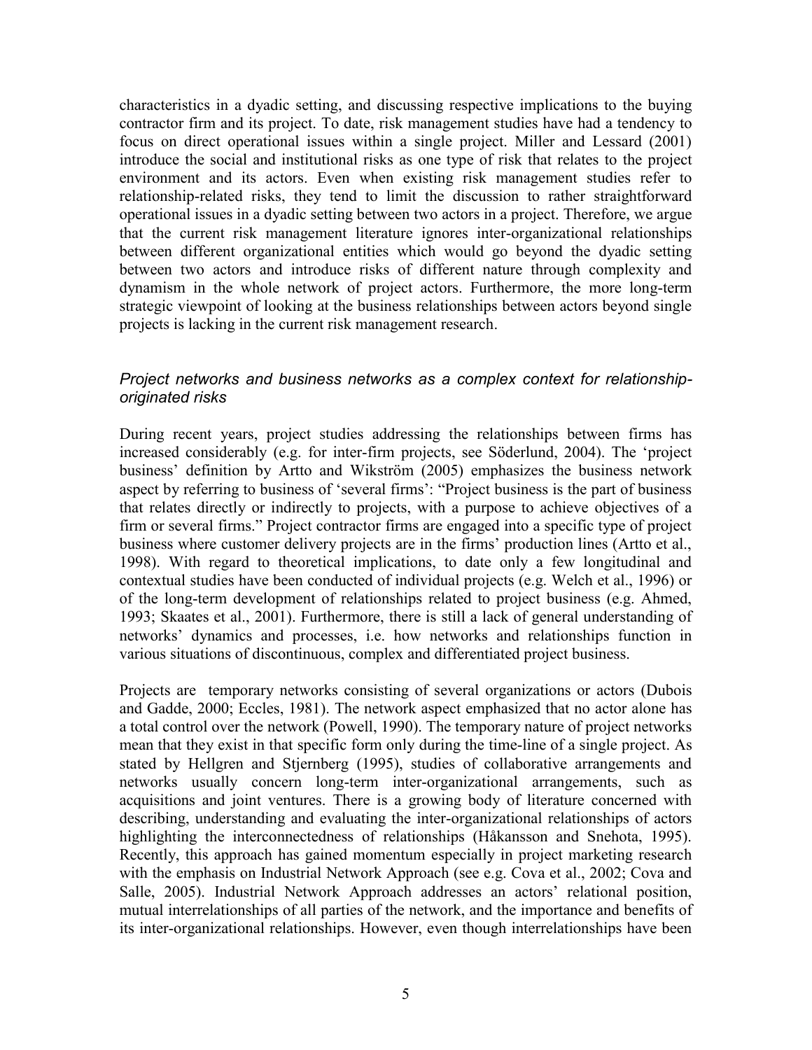characteristics in a dyadic setting, and discussing respective implications to the buying contractor firm and its project. To date, risk management studies have had a tendency to focus on direct operational issues within a single project. Miller and Lessard (2001) introduce the social and institutional risks as one type of risk that relates to the project environment and its actors. Even when existing risk management studies refer to relationship-related risks, they tend to limit the discussion to rather straightforward operational issues in a dyadic setting between two actors in a project. Therefore, we argue that the current risk management literature ignores inter-organizational relationships between different organizational entities which would go beyond the dyadic setting between two actors and introduce risks of different nature through complexity and dynamism in the whole network of project actors. Furthermore, the more long-term strategic viewpoint of looking at the business relationships between actors beyond single projects is lacking in the current risk management research.

### *Project networks and business networks as a complex context for relationship-originated risks*

During recent years, project studies addressing the relationships between firms has increased considerably (e.g. for inter-firm projects, see Söderlund, 2004). The 'project business' definition by Artto and Wikström (2005) emphasizes the business network aspect by referring to business of 'several firms': "Project business is the part of business that relates directly or indirectly to projects, with a purpose to achieve objectives of a firm or several firms." Project contractor firms are engaged into a specific type of project business where customer delivery projects are in the firms' production lines (Artto et al., 1998). With regard to theoretical implications, to date only a few longitudinal and contextual studies have been conducted of individual projects (e.g. Welch et al., 1996) or of the long-term development of relationships related to project business (e.g. Ahmed, 1993; Skaates et al., 2001). Furthermore, there is still a lack of general understanding of networks' dynamics and processes, i.e. how networks and relationships function in various situations of discontinuous, complex and differentiated project business.

Projects are temporary networks consisting of several organizations or actors (Dubois and Gadde, 2000; Eccles, 1981). The network aspect emphasized that no actor alone has a total control over the network (Powell, 1990). The temporary nature of project networks mean that they exist in that specific form only during the time-line of a single project. As stated by Hellgren and Stjernberg (1995), studies of collaborative arrangements and networks usually concern long-term inter-organizational arrangements, such as acquisitions and joint ventures. There is a growing body of literature concerned with describing, understanding and evaluating the inter-organizational relationships of actors highlighting the interconnectedness of relationships (Håkansson and Snehota, 1995). Recently, this approach has gained momentum especially in project marketing research with the emphasis on Industrial Network Approach (see e.g. Cova et al., 2002; Cova and Salle, 2005). Industrial Network Approach addresses an actors' relational position, mutual interrelationships of all parties of the network, and the importance and benefits of its inter-organizational relationships. However, even though interrelationships have been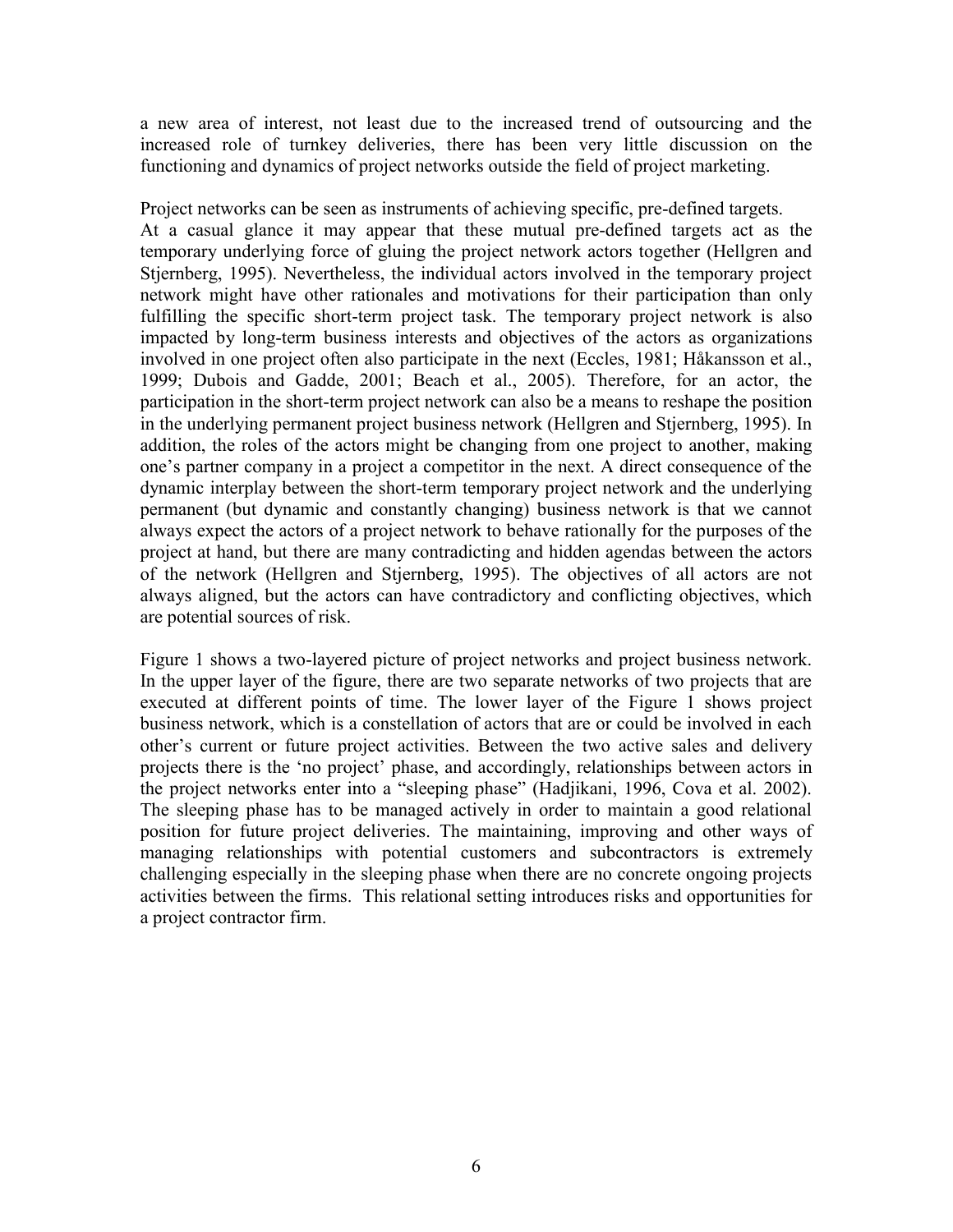a new area of interest, not least due to the increased trend of outsourcing and the increased role of turnkey deliveries, there has been very little discussion on the functioning and dynamics of project networks outside the field of project marketing.

Project networks can be seen as instruments of achieving specific, pre-defined targets. At a casual glance it may appear that these mutual pre-defined targets act as the temporary underlying force of gluing the project network actors together (Hellgren and Stjernberg, 1995). Nevertheless, the individual actors involved in the temporary project network might have other rationales and motivations for their participation than only fulfilling the specific short-term project task. The temporary project network is also impacted by long-term business interests and objectives of the actors as organizations involved in one project often also participate in the next (Eccles, 1981; Håkansson et al., 1999; Dubois and Gadde, 2001; Beach et al., 2005). Therefore, for an actor, the participation in the short-term project network can also be a means to reshape the position in the underlying permanent project business network (Hellgren and Stjernberg, 1995). In addition, the roles of the actors might be changing from one project to another, making one's partner company in a project a competitor in the next. A direct consequence of the dynamic interplay between the short-term temporary project network and the underlying permanent (but dynamic and constantly changing) business network is that we cannot always expect the actors of a project network to behave rationally for the purposes of the project at hand, but there are many contradicting and hidden agendas between the actors of the network (Hellgren and Stjernberg, 1995). The objectives of all actors are not always aligned, but the actors can have contradictory and conflicting objectives, which are potential sources of risk.

Figure 1 shows a two-layered picture of project networks and project business network. In the upper layer of the figure, there are two separate networks of two projects that are executed at different points of time. The lower layer of the Figure 1 shows project business network, which is a constellation of actors that are or could be involved in each other's current or future project activities. Between the two active sales and delivery projects there is the 'no project' phase, and accordingly, relationships between actors in the project networks enter into a "sleeping phase" (Hadjikani, 1996, Cova et al. 2002). The sleeping phase has to be managed actively in order to maintain a good relational position for future project deliveries. The maintaining, improving and other ways of managing relationships with potential customers and subcontractors is extremely challenging especially in the sleeping phase when there are no concrete ongoing projects activities between the firms. This relational setting introduces risks and opportunities for a project contractor firm.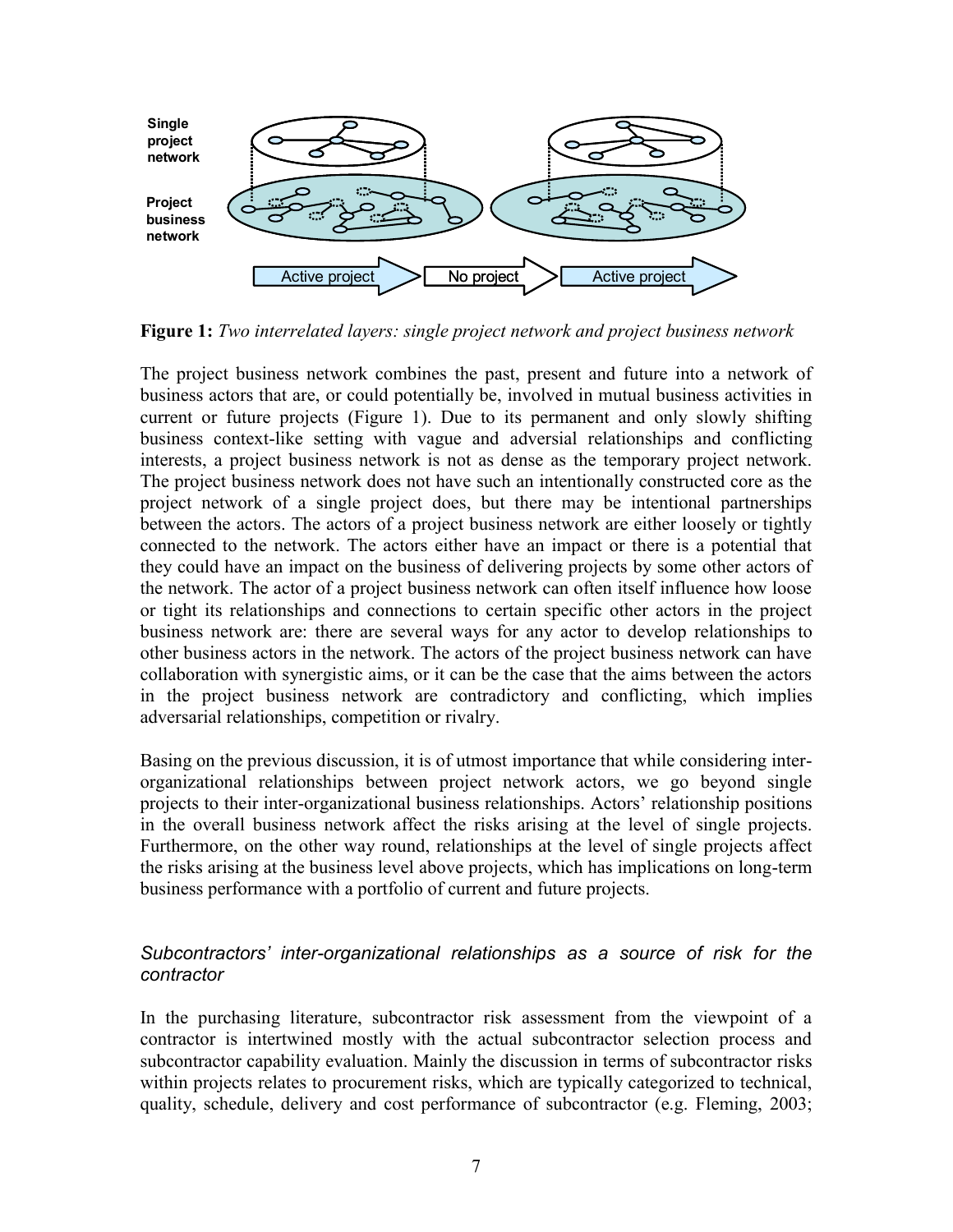Single project network

Project business network

Active project

No project

Active project

**Figure 1:** *Two interrelated layers: single project network and project business network*

The project business network combines the past, present and future into a network of business actors that are, or could potentially be, involved in mutual business activities in current or future projects (Figure 1). Due to its permanent and only slowly shifting business context-like setting with vague and adversial relationships and conflicting interests, a project business network is not as dense as the temporary project network. The project business network does not have such an intentionally constructed core as the project network of a single project does, but there may be intentional partnerships between the actors. The actors of a project business network are either loosely or tightly connected to the network. The actors either have an impact or there is a potential that they could have an impact on the business of delivering projects by some other actors of the network. The actor of a project business network can often itself influence how loose or tight its relationships and connections to certain specific other actors in the project business network are: there are several ways for any actor to develop relationships to other business actors in the network. The actors of the project business network can have collaboration with synergistic aims, or it can be the case that the aims between the actors in the project business network are contradictory and conflicting, which implies adversarial relationships, competition or rivalry.

Basing on the previous discussion, it is of utmost importance that while considering inter-organizational relationships between project network actors, we go beyond single projects to their inter-organizational business relationships. Actors' relationship positions in the overall business network affect the risks arising at the level of single projects. Furthermore, on the other way round, relationships at the level of single projects affect the risks arising at the business level above projects, which has implications on long-term business performance with a portfolio of current and future projects.

### *Subcontractors' inter-organizational relationships as a source of risk for the contractor*

In the purchasing literature, subcontractor risk assessment from the viewpoint of a contractor is intertwined mostly with the actual subcontractor selection process and subcontractor capability evaluation. Mainly the discussion in terms of subcontractor risks within projects relates to procurement risks, which are typically categorized to technical, quality, schedule, delivery and cost performance of subcontractor (e.g. Fleming, 2003;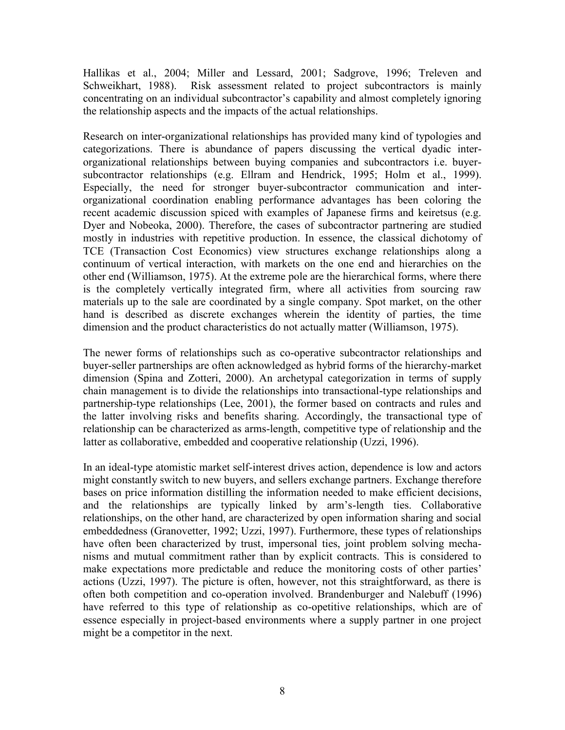Hallikas et al., 2004; Miller and Lessard, 2001; Sadgrove, 1996; Treleven and Schweikhart, 1988). Risk assessment related to project subcontractors is mainly concentrating on an individual subcontractor's capability and almost completely ignoring the relationship aspects and the impacts of the actual relationships.

Research on inter-organizational relationships has provided many kind of typologies and categorizations. There is abundance of papers discussing the vertical dyadic inter-organizational relationships between buying companies and subcontractors i.e. buyer-subcontractor relationships (e.g. Ellram and Hendrick, 1995; Holm et al., 1999). Especially, the need for stronger buyer-subcontractor communication and inter-organizational coordination enabling performance advantages has been coloring the recent academic discussion spiced with examples of Japanese firms and keiretsus (e.g. Dyer and Nobeoka, 2000). Therefore, the cases of subcontractor partnering are studied mostly in industries with repetitive production. In essence, the classical dichotomy of TCE (Transaction Cost Economics) view structures exchange relationships along a continuum of vertical interaction, with markets on the one end and hierarchies on the other end (Williamson, 1975). At the extreme pole are the hierarchical forms, where there is the completely vertically integrated firm, where all activities from sourcing raw materials up to the sale are coordinated by a single company. Spot market, on the other hand is described as discrete exchanges wherein the identity of parties, the time dimension and the product characteristics do not actually matter (Williamson, 1975).

The newer forms of relationships such as co-operative subcontractor relationships and buyer-seller partnerships are often acknowledged as hybrid forms of the hierarchy-market dimension (Spina and Zotteri, 2000). An archetypal categorization in terms of supply chain management is to divide the relationships into transactional-type relationships and partnership-type relationships (Lee, 2001), the former based on contracts and rules and the latter involving risks and benefits sharing. Accordingly, the transactional type of relationship can be characterized as arms-length, competitive type of relationship and the latter as collaborative, embedded and cooperative relationship (Uzzi, 1996).

In an ideal-type atomistic market self-interest drives action, dependence is low and actors might constantly switch to new buyers, and sellers exchange partners. Exchange therefore bases on price information distilling the information needed to make efficient decisions, and the relationships are typically linked by arm's-length ties. Collaborative relationships, on the other hand, are characterized by open information sharing and social embeddedness (Granovetter, 1992; Uzzi, 1997). Furthermore, these types of relationships have often been characterized by trust, impersonal ties, joint problem solving mechanisms and mutual commitment rather than by explicit contracts. This is considered to make expectations more predictable and reduce the monitoring costs of other parties' actions (Uzzi, 1997). The picture is often, however, not this straightforward, as there is often both competition and co-operation involved. Brandenburger and Nalebuff (1996) have referred to this type of relationship as co-opetitive relationships, which are of essence especially in project-based environments where a supply partner in one project might be a competitor in the next.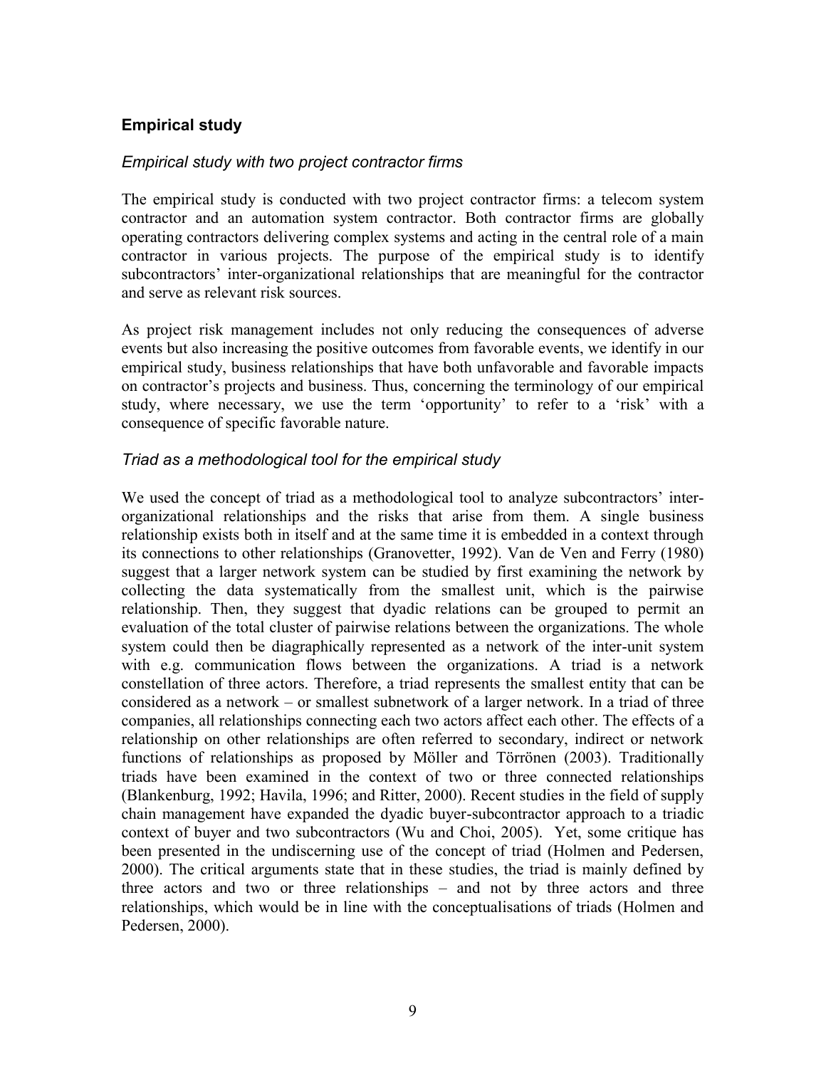## Empirical study

### *Empirical study with two project contractor firms*

The empirical study is conducted with two project contractor firms: a telecom system contractor and an automation system contractor. Both contractor firms are globally operating contractors delivering complex systems and acting in the central role of a main contractor in various projects. The purpose of the empirical study is to identify subcontractors' inter-organizational relationships that are meaningful for the contractor and serve as relevant risk sources.

As project risk management includes not only reducing the consequences of adverse events but also increasing the positive outcomes from favorable events, we identify in our empirical study, business relationships that have both unfavorable and favorable impacts on contractor's projects and business. Thus, concerning the terminology of our empirical study, where necessary, we use the term 'opportunity' to refer to a 'risk' with a consequence of specific favorable nature.

### *Triad as a methodological tool for the empirical study*

We used the concept of triad as a methodological tool to analyze subcontractors' inter-organizational relationships and the risks that arise from them. A single business relationship exists both in itself and at the same time it is embedded in a context through its connections to other relationships (Granovetter, 1992). Van de Ven and Ferry (1980) suggest that a larger network system can be studied by first examining the network by collecting the data systematically from the smallest unit, which is the pairwise relationship. Then, they suggest that dyadic relations can be grouped to permit an evaluation of the total cluster of pairwise relations between the organizations. The whole system could then be diagraphically represented as a network of the inter-unit system with e.g. communication flows between the organizations. A triad is a network constellation of three actors. Therefore, a triad represents the smallest entity that can be considered as a network – or smallest subnetwork of a larger network. In a triad of three companies, all relationships connecting each two actors affect each other. The effects of a relationship on other relationships are often referred to secondary, indirect or network functions of relationships as proposed by Möller and Törrönen (2003). Traditionally triads have been examined in the context of two or three connected relationships (Blankenburg, 1992; Havila, 1996; and Ritter, 2000). Recent studies in the field of supply chain management have expanded the dyadic buyer-subcontractor approach to a triadic context of buyer and two subcontractors (Wu and Choi, 2005). Yet, some critique has been presented in the undiscerning use of the concept of triad (Holmen and Pedersen, 2000). The critical arguments state that in these studies, the triad is mainly defined by three actors and two or three relationships – and not by three actors and three relationships, which would be in line with the conceptualisations of triads (Holmen and Pedersen, 2000).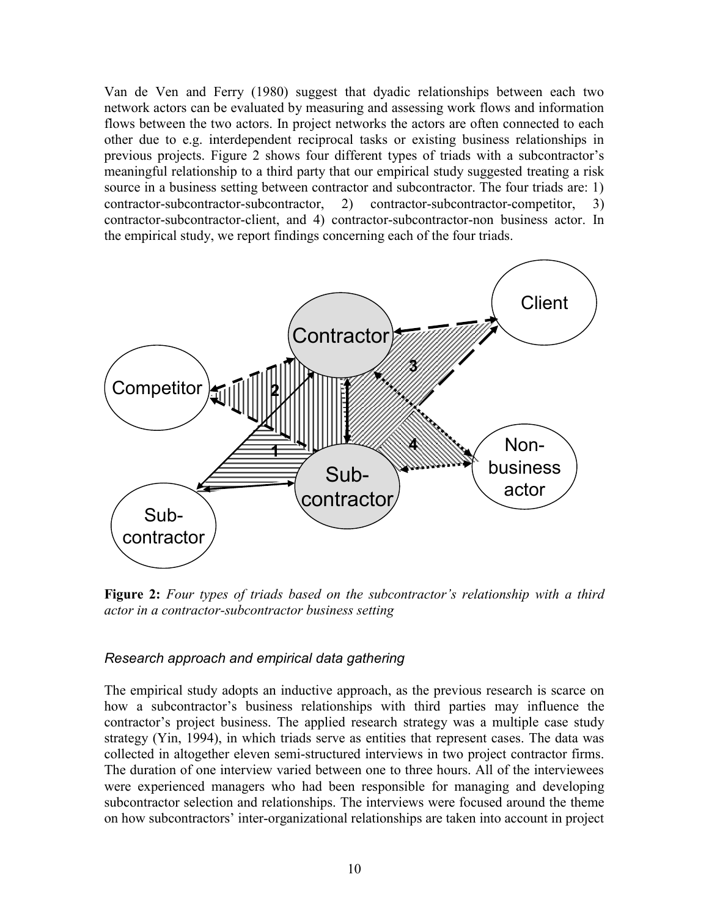Van de Ven and Ferry (1980) suggest that dyadic relationships between each two network actors can be evaluated by measuring and assessing work flows and information flows between the two actors. In project networks the actors are often connected to each other due to e.g. interdependent reciprocal tasks or existing business relationships in previous projects. Figure 2 shows four different types of triads with a subcontractor's meaningful relationship to a third party that our empirical study suggested treating a risk source in a business setting between contractor and subcontractor. The four triads are: 1) contractor-subcontractor-subcontractor, 2) contractor-subcontractor-competitor, 3) contractor-subcontractor-client, and 4) contractor-subcontractor-non business actor. In the empirical study, we report findings concerning each of the four triads.

**Figure 2:** *Four types of triads based on the subcontractor's relationship with a third actor in a contractor-subcontractor business setting*

### *Research approach and empirical data gathering*

The empirical study adopts an inductive approach, as the previous research is scarce on how a subcontractor's business relationships with third parties may influence the contractor's project business. The applied research strategy was a multiple case study strategy (Yin, 1994), in which triads serve as entities that represent cases. The data was collected in altogether eleven semi-structured interviews in two project contractor firms. The duration of one interview varied between one to three hours. All of the interviewees were experienced managers who had been responsible for managing and developing subcontractor selection and relationships. The interviews were focused around the theme on how subcontractors' inter-organizational relationships are taken into account in project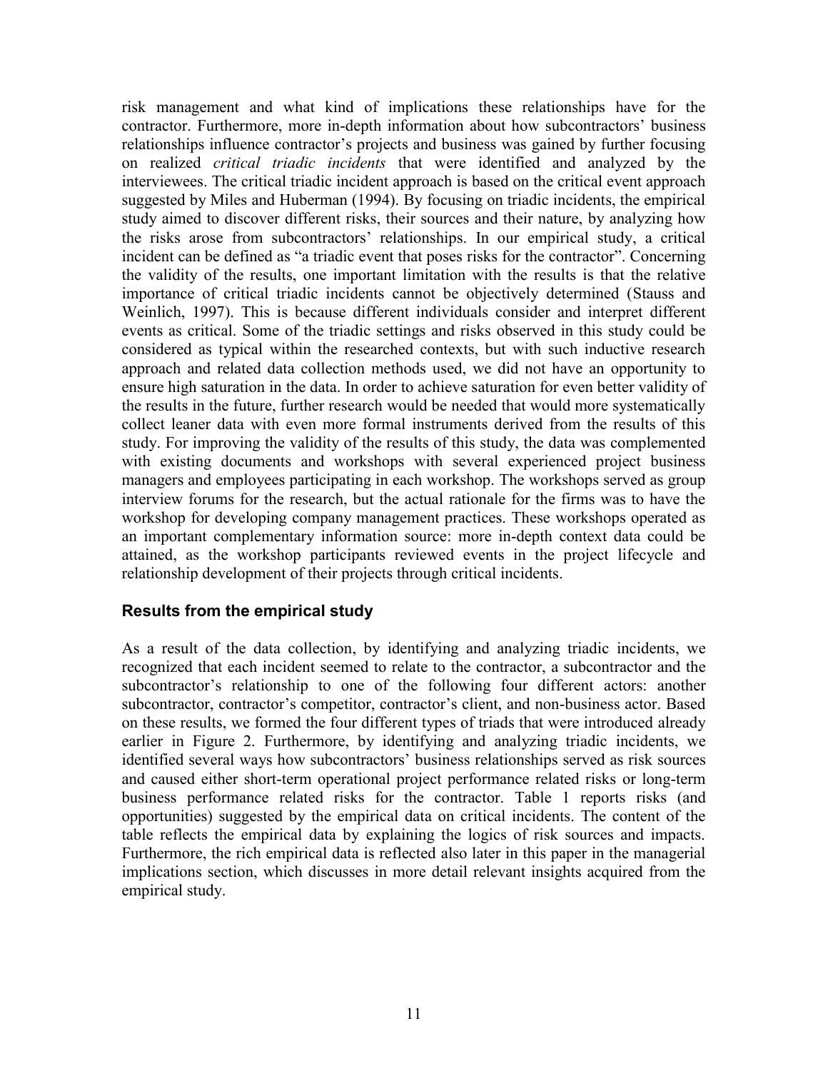risk management and what kind of implications these relationships have for the contractor. Furthermore, more in-depth information about how subcontractors' business relationships influence contractor's projects and business was gained by further focusing on realized *critical triadic incidents* that were identified and analyzed by the interviewees. The critical triadic incident approach is based on the critical event approach suggested by Miles and Huberman (1994). By focusing on triadic incidents, the empirical study aimed to discover different risks, their sources and their nature, by analyzing how the risks arose from subcontractors' relationships. In our empirical study, a critical incident can be defined as "a triadic event that poses risks for the contractor". Concerning the validity of the results, one important limitation with the results is that the relative importance of critical triadic incidents cannot be objectively determined (Stauss and Weinlich, 1997). This is because different individuals consider and interpret different events as critical. Some of the triadic settings and risks observed in this study could be considered as typical within the researched contexts, but with such inductive research approach and related data collection methods used, we did not have an opportunity to ensure high saturation in the data. In order to achieve saturation for even better validity of the results in the future, further research would be needed that would more systematically collect leaner data with even more formal instruments derived from the results of this study. For improving the validity of the results of this study, the data was complemented with existing documents and workshops with several experienced project business managers and employees participating in each workshop. The workshops served as group interview forums for the research, but the actual rationale for the firms was to have the workshop for developing company management practices. These workshops operated as an important complementary information source: more in-depth context data could be attained, as the workshop participants reviewed events in the project lifecycle and relationship development of their projects through critical incidents.

## Results from the empirical study

As a result of the data collection, by identifying and analyzing triadic incidents, we recognized that each incident seemed to relate to the contractor, a subcontractor and the subcontractor's relationship to one of the following four different actors: another subcontractor, contractor's competitor, contractor's client, and non-business actor. Based on these results, we formed the four different types of triads that were introduced already earlier in Figure 2. Furthermore, by identifying and analyzing triadic incidents, we identified several ways how subcontractors' business relationships served as risk sources and caused either short-term operational project performance related risks or long-term business performance related risks for the contractor. Table 1 reports risks (and opportunities) suggested by the empirical data on critical incidents. The content of the table reflects the empirical data by explaining the logics of risk sources and impacts. Furthermore, the rich empirical data is reflected also later in this paper in the managerial implications section, which discusses in more detail relevant insights acquired from the empirical study.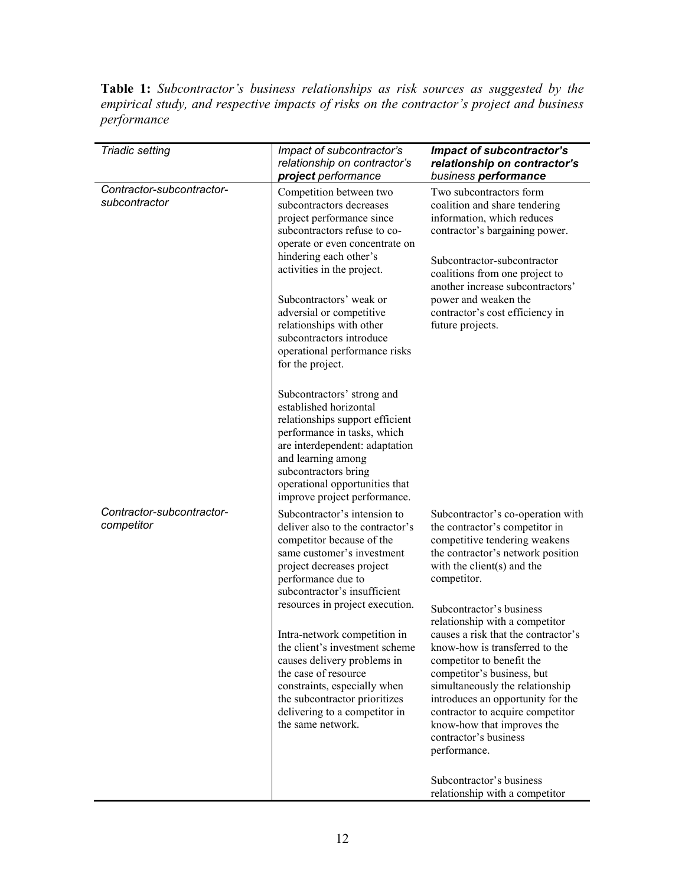**Table 1:** *Subcontractor's business relationships as risk sources as suggested by the empirical study, and respective impacts of risks on the contractor's project and business performance*

| *Triadic setting* | *Impact of subcontractor's relationship on contractor's **project** performance* | ***Impact of subcontractor's relationship on contractor's** business **performance*** |
|---|---|---|
| *Contractor-subcontractor-subcontractor* | Competition between two subcontractors decreases project performance since subcontractors refuse to co-operate or even concentrate on hindering each other's activities in the project.<br><br>Subcontractors' weak or adversial or competitive relationships with other subcontractors introduce operational performance risks for the project.<br><br>Subcontractors' strong and established horizontal relationships support efficient performance in tasks, which are interdependent: adaptation and learning among subcontractors bring operational opportunities that improve project performance. | Two subcontractors form coalition and share tendering information, which reduces contractor's bargaining power.<br><br>Subcontractor-subcontractor coalitions from one project to another increase subcontractors' power and weaken the contractor's cost efficiency in future projects. |
| *Contractor-subcontractor-competitor* | Subcontractor's intension to deliver also to the contractor's competitor because of the same customer's investment project decreases project performance due to subcontractor's insufficient resources in project execution.<br><br>Intra-network competition in the client's investment scheme causes delivery problems in the case of resource constraints, especially when the subcontractor prioritizes delivering to a competitor in the same network. | Subcontractor's co-operation with the contractor's competitor in competitive tendering weakens the contractor's network position with the client(s) and the competitor.<br><br>Subcontractor's business relationship with a competitor causes a risk that the contractor's know-how is transferred to the competitor to benefit the competitor's business, but simultaneously the relationship introduces an opportunity for the contractor to acquire competitor know-how that improves the contractor's business performance.<br><br>Subcontractor's business relationship with a competitor |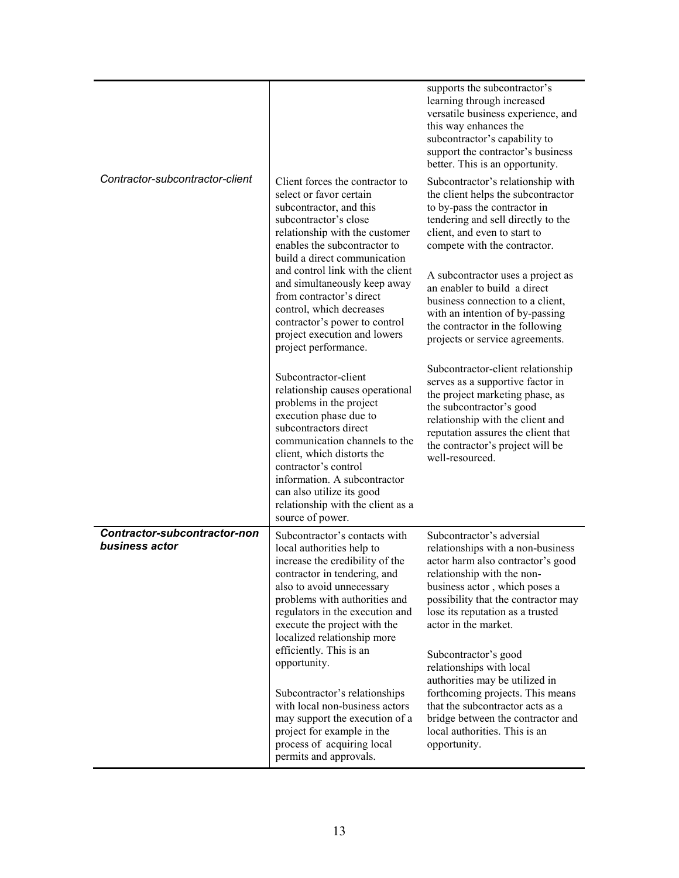| | | |
|---|---|---|
| | | supports the subcontractor's learning through increased versatile business experience, and this way enhances the subcontractor's capability to support the contractor's business better. This is an opportunity. |
| *Contractor-subcontractor-client* | Client forces the contractor to select or favor certain subcontractor, and this subcontractor's close relationship with the customer enables the subcontractor to build a direct communication and control link with the client and simultaneously keep away from contractor's direct control, which decreases contractor's power to control project execution and lowers project performance.<br><br>Subcontractor-client relationship causes operational problems in the project execution phase due to subcontractors direct communication channels to the client, which distorts the contractor's control information. A subcontractor can also utilize its good relationship with the client as a source of power. | Subcontractor's relationship with the client helps the subcontractor to by-pass the contractor in tendering and sell directly to the client, and even to start to compete with the contractor.<br><br>A subcontractor uses a project as an enabler to build a direct business connection to a client, with an intention of by-passing the contractor in the following projects or service agreements.<br><br>Subcontractor-client relationship serves as a supportive factor in the project marketing phase, as the subcontractor's good relationship with the client and reputation assures the client that the contractor's project will be well-resourced. |
| ***Contractor-subcontractor-non business actor*** | Subcontractor's contacts with local authorities help to increase the credibility of the contractor in tendering, and also to avoid unnecessary problems with authorities and regulators in the execution and execute the project with the localized relationship more efficiently. This is an opportunity.<br><br>Subcontractor's relationships with local non-business actors may support the execution of a project for example in the process of acquiring local permits and approvals. | Subcontractor's adversial relationships with a non-business actor harm also contractor's good relationship with the non-business actor , which poses a possibility that the contractor may lose its reputation as a trusted actor in the market.<br><br>Subcontractor's good relationships with local authorities may be utilized in forthcoming projects. This means that the subcontractor acts as a bridge between the contractor and local authorities. This is an opportunity. |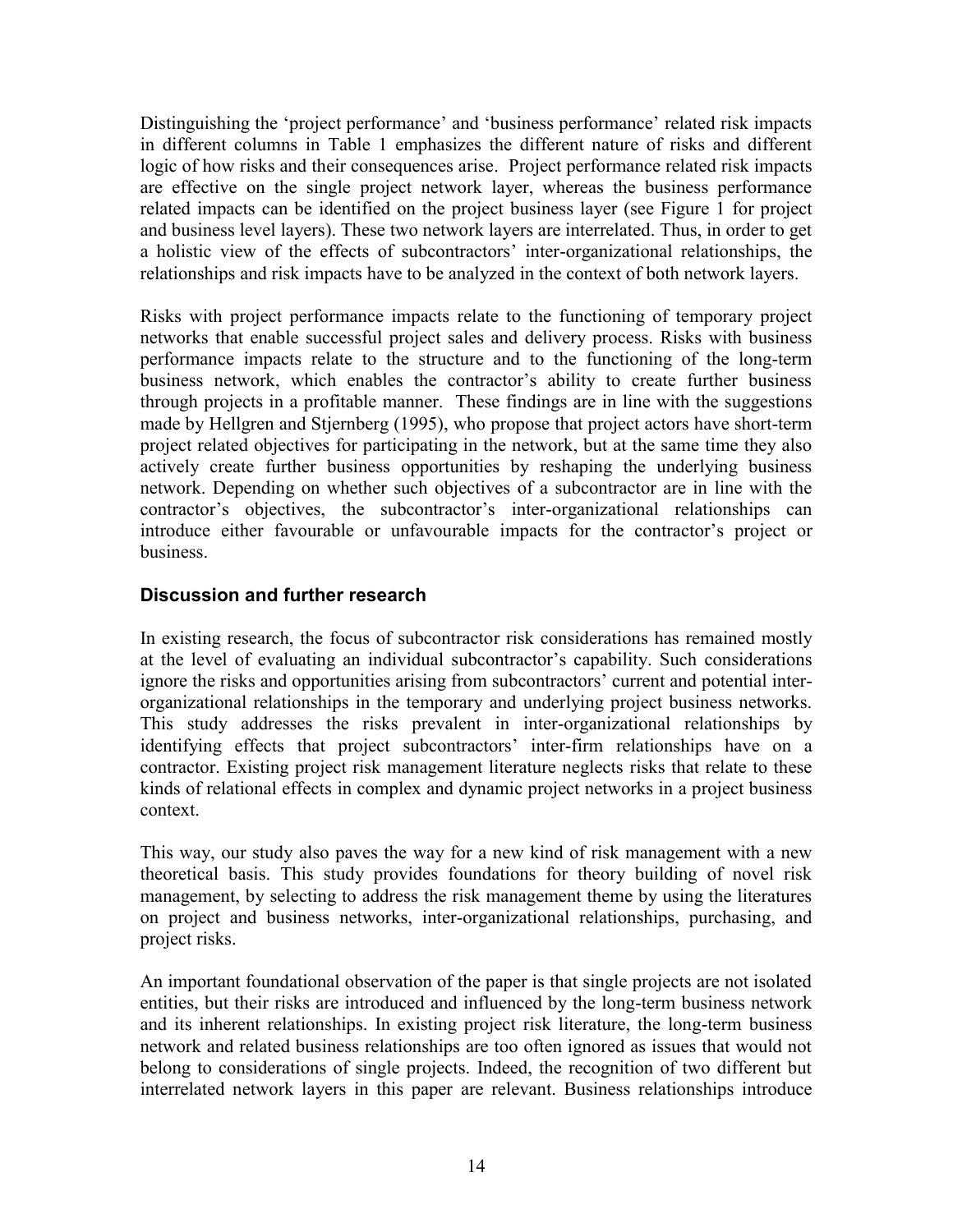Distinguishing the 'project performance' and 'business performance' related risk impacts in different columns in Table 1 emphasizes the different nature of risks and different logic of how risks and their consequences arise. Project performance related risk impacts are effective on the single project network layer, whereas the business performance related impacts can be identified on the project business layer (see Figure 1 for project and business level layers). These two network layers are interrelated. Thus, in order to get a holistic view of the effects of subcontractors' inter-organizational relationships, the relationships and risk impacts have to be analyzed in the context of both network layers.

Risks with project performance impacts relate to the functioning of temporary project networks that enable successful project sales and delivery process. Risks with business performance impacts relate to the structure and to the functioning of the long-term business network, which enables the contractor's ability to create further business through projects in a profitable manner. These findings are in line with the suggestions made by Hellgren and Stjernberg (1995), who propose that project actors have short-term project related objectives for participating in the network, but at the same time they also actively create further business opportunities by reshaping the underlying business network. Depending on whether such objectives of a subcontractor are in line with the contractor's objectives, the subcontractor's inter-organizational relationships can introduce either favourable or unfavourable impacts for the contractor's project or business.

## Discussion and further research

In existing research, the focus of subcontractor risk considerations has remained mostly at the level of evaluating an individual subcontractor's capability. Such considerations ignore the risks and opportunities arising from subcontractors' current and potential inter-organizational relationships in the temporary and underlying project business networks. This study addresses the risks prevalent in inter-organizational relationships by identifying effects that project subcontractors' inter-firm relationships have on a contractor. Existing project risk management literature neglects risks that relate to these kinds of relational effects in complex and dynamic project networks in a project business context.

This way, our study also paves the way for a new kind of risk management with a new theoretical basis. This study provides foundations for theory building of novel risk management, by selecting to address the risk management theme by using the literatures on project and business networks, inter-organizational relationships, purchasing, and project risks.

An important foundational observation of the paper is that single projects are not isolated entities, but their risks are introduced and influenced by the long-term business network and its inherent relationships. In existing project risk literature, the long-term business network and related business relationships are too often ignored as issues that would not belong to considerations of single projects. Indeed, the recognition of two different but interrelated network layers in this paper are relevant. Business relationships introduce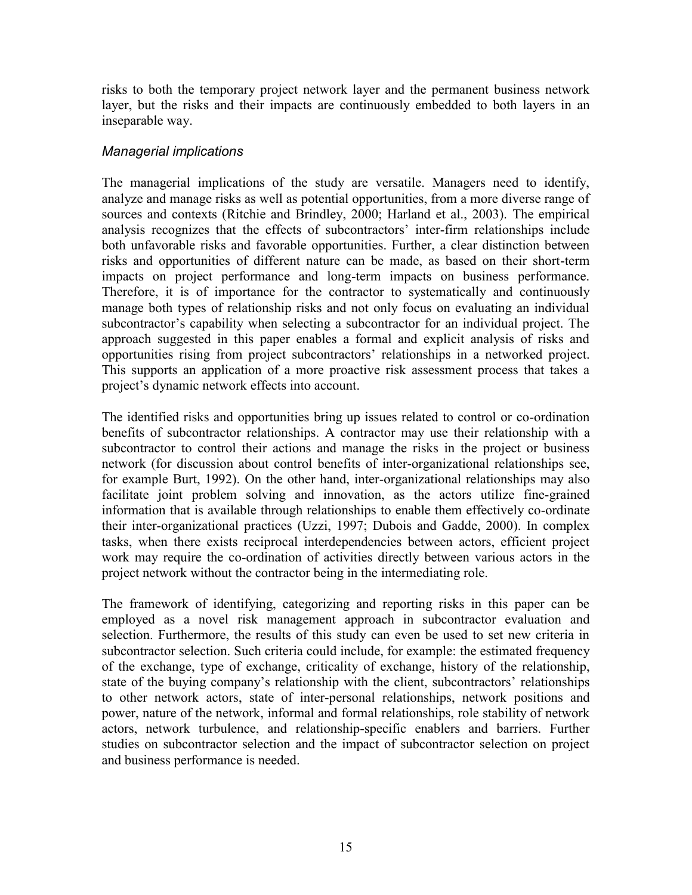risks to both the temporary project network layer and the permanent business network layer, but the risks and their impacts are continuously embedded to both layers in an inseparable way.

### *Managerial implications*

The managerial implications of the study are versatile. Managers need to identify, analyze and manage risks as well as potential opportunities, from a more diverse range of sources and contexts (Ritchie and Brindley, 2000; Harland et al., 2003). The empirical analysis recognizes that the effects of subcontractors' inter-firm relationships include both unfavorable risks and favorable opportunities. Further, a clear distinction between risks and opportunities of different nature can be made, as based on their short-term impacts on project performance and long-term impacts on business performance. Therefore, it is of importance for the contractor to systematically and continuously manage both types of relationship risks and not only focus on evaluating an individual subcontractor's capability when selecting a subcontractor for an individual project. The approach suggested in this paper enables a formal and explicit analysis of risks and opportunities rising from project subcontractors' relationships in a networked project. This supports an application of a more proactive risk assessment process that takes a project's dynamic network effects into account.

The identified risks and opportunities bring up issues related to control or co-ordination benefits of subcontractor relationships. A contractor may use their relationship with a subcontractor to control their actions and manage the risks in the project or business network (for discussion about control benefits of inter-organizational relationships see, for example Burt, 1992). On the other hand, inter-organizational relationships may also facilitate joint problem solving and innovation, as the actors utilize fine-grained information that is available through relationships to enable them effectively co-ordinate their inter-organizational practices (Uzzi, 1997; Dubois and Gadde, 2000). In complex tasks, when there exists reciprocal interdependencies between actors, efficient project work may require the co-ordination of activities directly between various actors in the project network without the contractor being in the intermediating role.

The framework of identifying, categorizing and reporting risks in this paper can be employed as a novel risk management approach in subcontractor evaluation and selection. Furthermore, the results of this study can even be used to set new criteria in subcontractor selection. Such criteria could include, for example: the estimated frequency of the exchange, type of exchange, criticality of exchange, history of the relationship, state of the buying company's relationship with the client, subcontractors' relationships to other network actors, state of inter-personal relationships, network positions and power, nature of the network, informal and formal relationships, role stability of network actors, network turbulence, and relationship-specific enablers and barriers. Further studies on subcontractor selection and the impact of subcontractor selection on project and business performance is needed.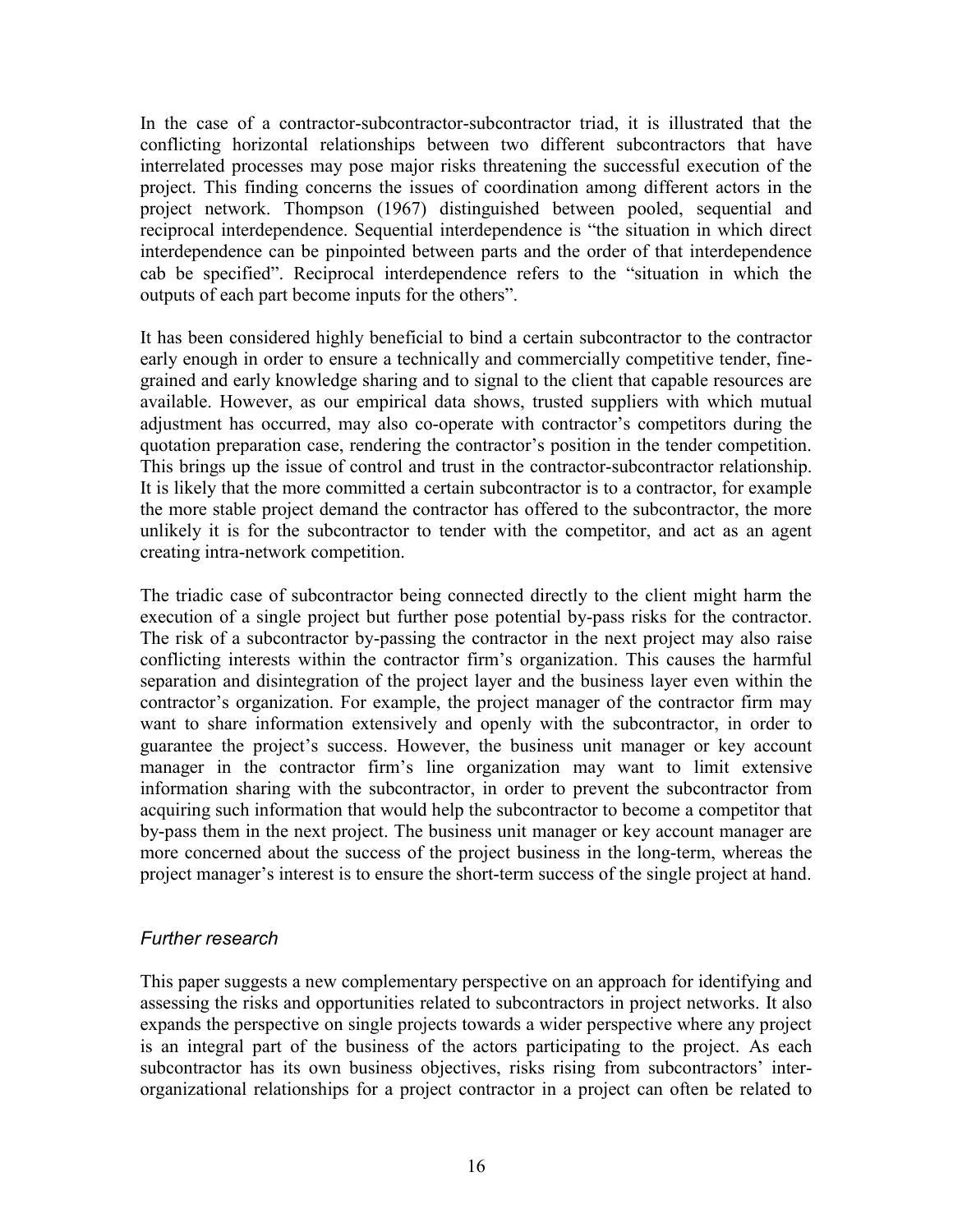In the case of a contractor-subcontractor-subcontractor triad, it is illustrated that the conflicting horizontal relationships between two different subcontractors that have interrelated processes may pose major risks threatening the successful execution of the project. This finding concerns the issues of coordination among different actors in the project network. Thompson (1967) distinguished between pooled, sequential and reciprocal interdependence. Sequential interdependence is "the situation in which direct interdependence can be pinpointed between parts and the order of that interdependence cab be specified". Reciprocal interdependence refers to the "situation in which the outputs of each part become inputs for the others".

It has been considered highly beneficial to bind a certain subcontractor to the contractor early enough in order to ensure a technically and commercially competitive tender, fine-grained and early knowledge sharing and to signal to the client that capable resources are available. However, as our empirical data shows, trusted suppliers with which mutual adjustment has occurred, may also co-operate with contractor's competitors during the quotation preparation case, rendering the contractor's position in the tender competition. This brings up the issue of control and trust in the contractor-subcontractor relationship. It is likely that the more committed a certain subcontractor is to a contractor, for example the more stable project demand the contractor has offered to the subcontractor, the more unlikely it is for the subcontractor to tender with the competitor, and act as an agent creating intra-network competition.

The triadic case of subcontractor being connected directly to the client might harm the execution of a single project but further pose potential by-pass risks for the contractor. The risk of a subcontractor by-passing the contractor in the next project may also raise conflicting interests within the contractor firm's organization. This causes the harmful separation and disintegration of the project layer and the business layer even within the contractor's organization. For example, the project manager of the contractor firm may want to share information extensively and openly with the subcontractor, in order to guarantee the project's success. However, the business unit manager or key account manager in the contractor firm's line organization may want to limit extensive information sharing with the subcontractor, in order to prevent the subcontractor from acquiring such information that would help the subcontractor to become a competitor that by-pass them in the next project. The business unit manager or key account manager are more concerned about the success of the project business in the long-term, whereas the project manager's interest is to ensure the short-term success of the single project at hand.

### *Further research*

This paper suggests a new complementary perspective on an approach for identifying and assessing the risks and opportunities related to subcontractors in project networks. It also expands the perspective on single projects towards a wider perspective where any project is an integral part of the business of the actors participating to the project. As each subcontractor has its own business objectives, risks rising from subcontractors' inter-organizational relationships for a project contractor in a project can often be related to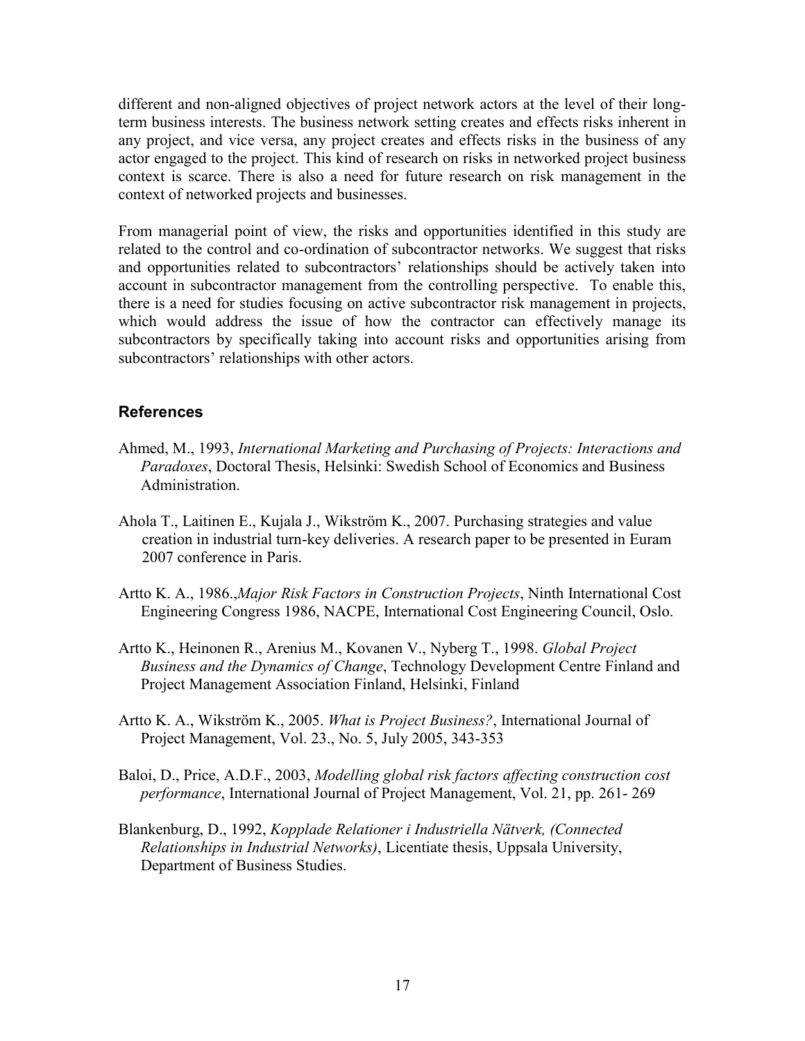different and non-aligned objectives of project network actors at the level of their long-term business interests. The business network setting creates and effects risks inherent in any project, and vice versa, any project creates and effects risks in the business of any actor engaged to the project. This kind of research on risks in networked project business context is scarce. There is also a need for future research on risk management in the context of networked projects and businesses.

From managerial point of view, the risks and opportunities identified in this study are related to the control and co-ordination of subcontractor networks. We suggest that risks and opportunities related to subcontractors' relationships should be actively taken into account in subcontractor management from the controlling perspective. To enable this, there is a need for studies focusing on active subcontractor risk management in projects, which would address the issue of how the contractor can effectively manage its subcontractors by specifically taking into account risks and opportunities arising from subcontractors' relationships with other actors.

## References

Ahmed, M., 1993, *International Marketing and Purchasing of Projects: Interactions and Paradoxes*, Doctoral Thesis, Helsinki: Swedish School of Economics and Business Administration.

Ahola T., Laitinen E., Kujala J., Wikström K., 2007. Purchasing strategies and value creation in industrial turn-key deliveries. A research paper to be presented in Euram 2007 conference in Paris.

Artto K. A., 1986.,*Major Risk Factors in Construction Projects*, Ninth International Cost Engineering Congress 1986, NACPE, International Cost Engineering Council, Oslo.

Artto K., Heinonen R., Arenius M., Kovanen V., Nyberg T., 1998. *Global Project Business and the Dynamics of Change*, Technology Development Centre Finland and Project Management Association Finland, Helsinki, Finland

Artto K. A., Wikström K., 2005. *What is Project Business?*, International Journal of Project Management, Vol. 23., No. 5, July 2005, 343-353

Baloi, D., Price, A.D.F., 2003, *Modelling global risk factors affecting construction cost performance*, International Journal of Project Management, Vol. 21, pp. 261- 269

Blankenburg, D., 1992, *Kopplade Relationer i Industriella Nätverk, (Connected Relationships in Industrial Networks)*, Licentiate thesis, Uppsala University, Department of Business Studies.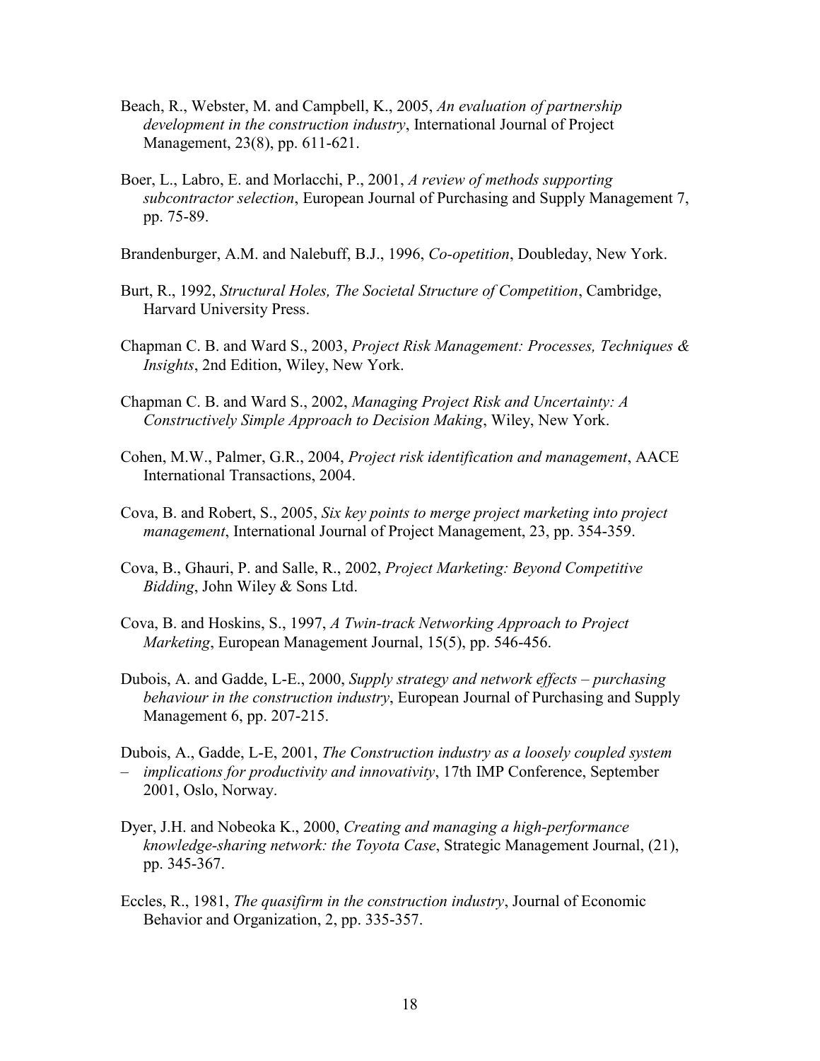Beach, R., Webster, M. and Campbell, K., 2005, *An evaluation of partnership development in the construction industry*, International Journal of Project Management, 23(8), pp. 611-621.

Boer, L., Labro, E. and Morlacchi, P., 2001, *A review of methods supporting subcontractor selection*, European Journal of Purchasing and Supply Management 7, pp. 75-89.

Brandenburger, A.M. and Nalebuff, B.J., 1996, *Co-opetition*, Doubleday, New York.

Burt, R., 1992, *Structural Holes, The Societal Structure of Competition*, Cambridge, Harvard University Press.

Chapman C. B. and Ward S., 2003, *Project Risk Management: Processes, Techniques & Insights*, 2nd Edition, Wiley, New York.

Chapman C. B. and Ward S., 2002, *Managing Project Risk and Uncertainty: A Constructively Simple Approach to Decision Making*, Wiley, New York.

Cohen, M.W., Palmer, G.R., 2004, *Project risk identification and management*, AACE International Transactions, 2004.

Cova, B. and Robert, S., 2005, *Six key points to merge project marketing into project management*, International Journal of Project Management, 23, pp. 354-359.

Cova, B., Ghauri, P. and Salle, R., 2002, *Project Marketing: Beyond Competitive Bidding*, John Wiley & Sons Ltd.

Cova, B. and Hoskins, S., 1997, *A Twin-track Networking Approach to Project Marketing*, European Management Journal, 15(5), pp. 546-456.

Dubois, A. and Gadde, L-E., 2000, *Supply strategy and network effects – purchasing behaviour in the construction industry*, European Journal of Purchasing and Supply Management 6, pp. 207-215.

Dubois, A., Gadde, L-E, 2001, *The Construction industry as a loosely coupled system – implications for productivity and innovativity*, 17th IMP Conference, September 2001, Oslo, Norway.

Dyer, J.H. and Nobeoka K., 2000, *Creating and managing a high-performance knowledge-sharing network: the Toyota Case*, Strategic Management Journal, (21), pp. 345-367.

Eccles, R., 1981, *The quasifirm in the construction industry*, Journal of Economic Behavior and Organization, 2, pp. 335-357.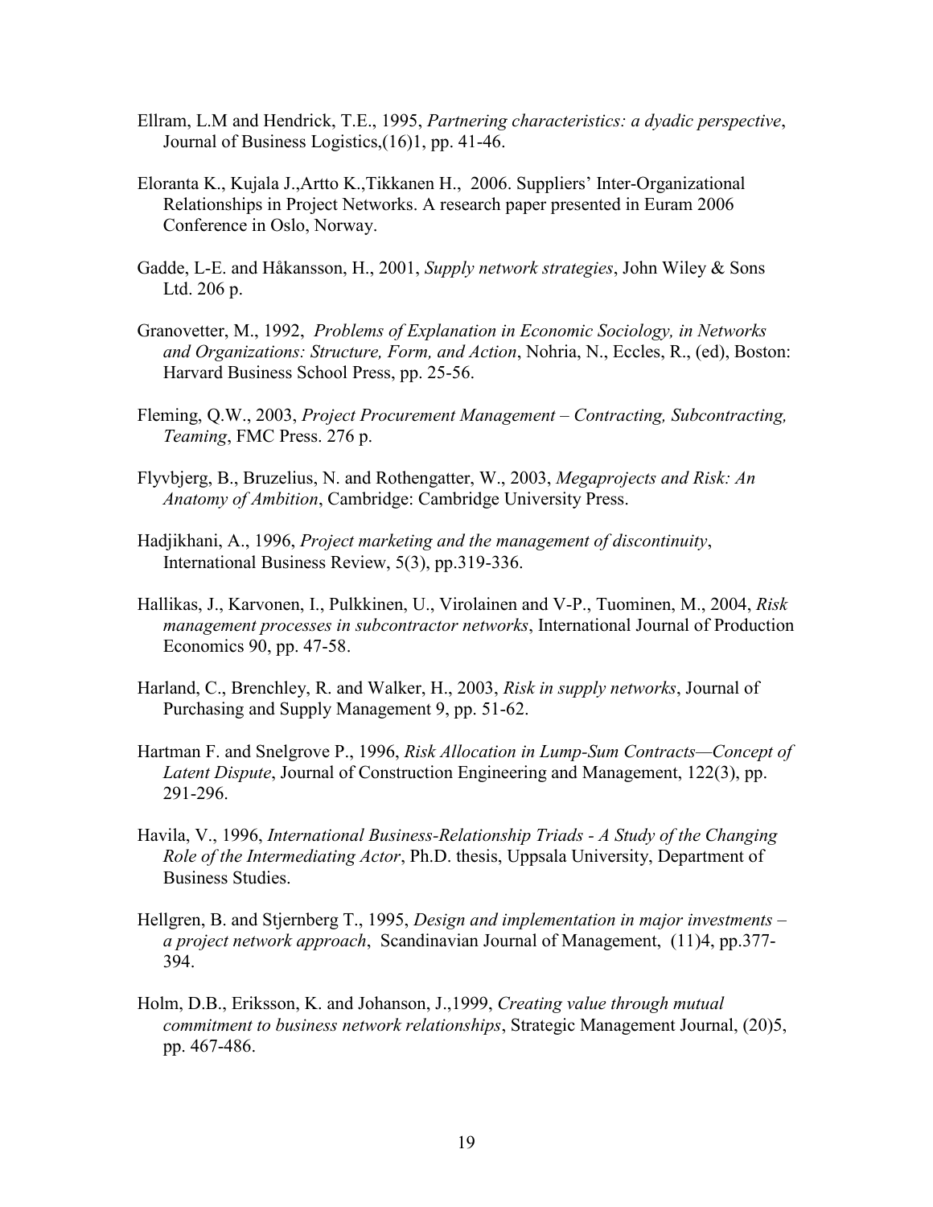Ellram, L.M and Hendrick, T.E., 1995, *Partnering characteristics: a dyadic perspective*, Journal of Business Logistics,(16)1, pp. 41-46.

Eloranta K., Kujala J.,Artto K.,Tikkanen H., 2006. Suppliers' Inter-Organizational Relationships in Project Networks. A research paper presented in Euram 2006 Conference in Oslo, Norway.

Gadde, L-E. and Håkansson, H., 2001, *Supply network strategies*, John Wiley & Sons Ltd. 206 p.

Granovetter, M., 1992, *Problems of Explanation in Economic Sociology, in Networks and Organizations: Structure, Form, and Action*, Nohria, N., Eccles, R., (ed), Boston: Harvard Business School Press, pp. 25-56.

Fleming, Q.W., 2003, *Project Procurement Management – Contracting, Subcontracting, Teaming*, FMC Press. 276 p.

Flyvbjerg, B., Bruzelius, N. and Rothengatter, W., 2003, *Megaprojects and Risk: An Anatomy of Ambition*, Cambridge: Cambridge University Press.

Hadjikhani, A., 1996, *Project marketing and the management of discontinuity*, International Business Review, 5(3), pp.319-336.

Hallikas, J., Karvonen, I., Pulkkinen, U., Virolainen and V-P., Tuominen, M., 2004, *Risk management processes in subcontractor networks*, International Journal of Production Economics 90, pp. 47-58.

Harland, C., Brenchley, R. and Walker, H., 2003, *Risk in supply networks*, Journal of Purchasing and Supply Management 9, pp. 51-62.

Hartman F. and Snelgrove P., 1996, *Risk Allocation in Lump-Sum Contracts—Concept of Latent Dispute*, Journal of Construction Engineering and Management, 122(3), pp. 291-296.

Havila, V., 1996, *International Business-Relationship Triads - A Study of the Changing Role of the Intermediating Actor*, Ph.D. thesis, Uppsala University, Department of Business Studies.

Hellgren, B. and Stjernberg T., 1995, *Design and implementation in major investments – a project network approach*, Scandinavian Journal of Management, (11)4, pp.377-394.

Holm, D.B., Eriksson, K. and Johanson, J.,1999, *Creating value through mutual commitment to business network relationships*, Strategic Management Journal, (20)5, pp. 467-486.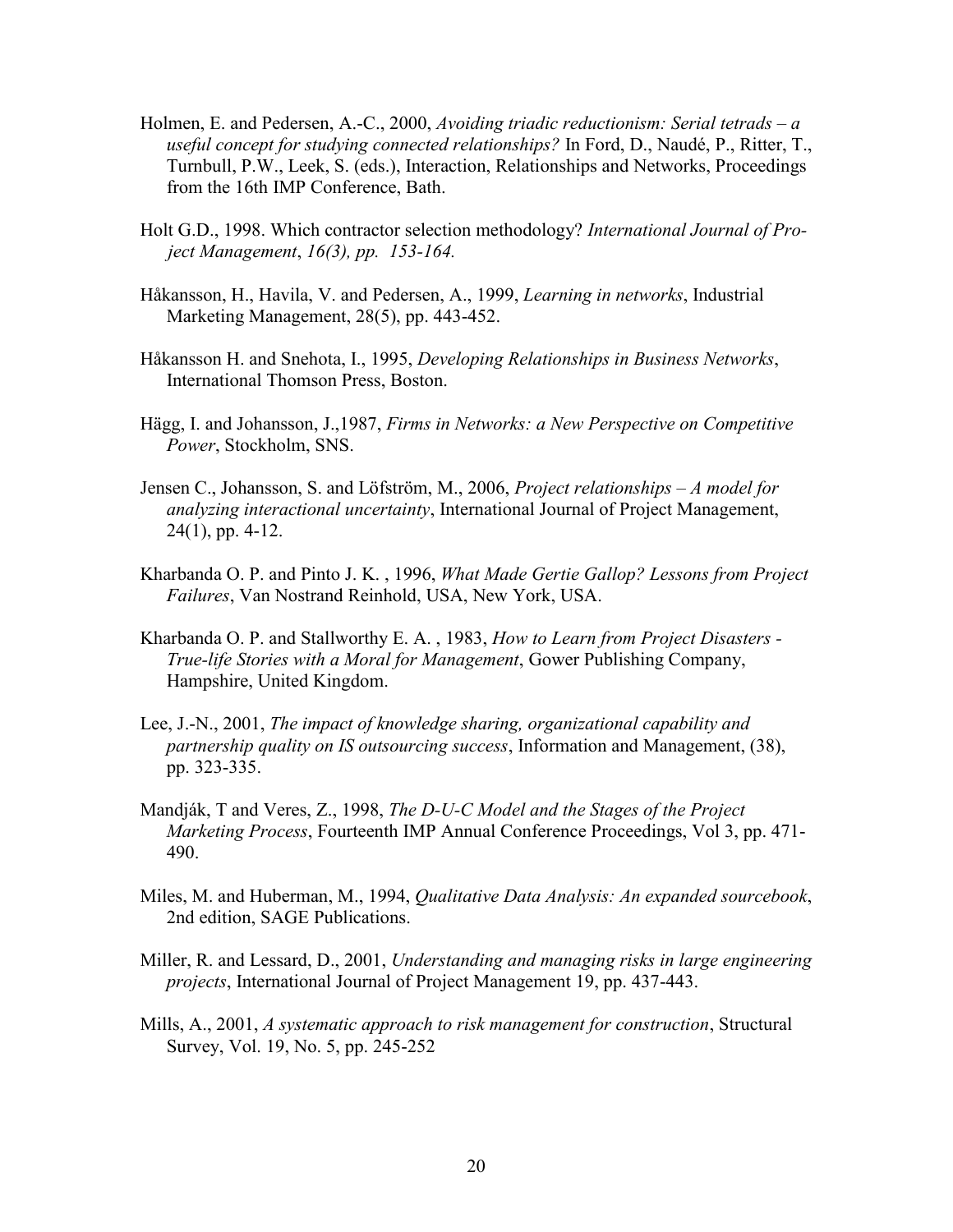Holmen, E. and Pedersen, A.-C., 2000, *Avoiding triadic reductionism: Serial tetrads – a useful concept for studying connected relationships?* In Ford, D., Naudé, P., Ritter, T., Turnbull, P.W., Leek, S. (eds.), Interaction, Relationships and Networks, Proceedings from the 16th IMP Conference, Bath.

Holt G.D., 1998. Which contractor selection methodology? *International Journal of Project Management*, *16(3), pp. 153-164.*

Håkansson, H., Havila, V. and Pedersen, A., 1999, *Learning in networks*, Industrial Marketing Management, 28(5), pp. 443-452.

Håkansson H. and Snehota, I., 1995, *Developing Relationships in Business Networks*, International Thomson Press, Boston.

Hägg, I. and Johansson, J.,1987, *Firms in Networks: a New Perspective on Competitive Power*, Stockholm, SNS.

Jensen C., Johansson, S. and Löfström, M., 2006, *Project relationships – A model for analyzing interactional uncertainty*, International Journal of Project Management, 24(1), pp. 4-12.

Kharbanda O. P. and Pinto J. K. , 1996, *What Made Gertie Gallop? Lessons from Project Failures*, Van Nostrand Reinhold, USA, New York, USA.

Kharbanda O. P. and Stallworthy E. A. , 1983, *How to Learn from Project Disasters - True-life Stories with a Moral for Management*, Gower Publishing Company, Hampshire, United Kingdom.

Lee, J.-N., 2001, *The impact of knowledge sharing, organizational capability and partnership quality on IS outsourcing success*, Information and Management, (38), pp. 323-335.

Mandják, T and Veres, Z., 1998, *The D-U-C Model and the Stages of the Project Marketing Process*, Fourteenth IMP Annual Conference Proceedings, Vol 3, pp. 471-490.

Miles, M. and Huberman, M., 1994, *Qualitative Data Analysis: An expanded sourcebook*, 2nd edition, SAGE Publications.

Miller, R. and Lessard, D., 2001, *Understanding and managing risks in large engineering projects*, International Journal of Project Management 19, pp. 437-443.

Mills, A., 2001, *A systematic approach to risk management for construction*, Structural Survey, Vol. 19, No. 5, pp. 245-252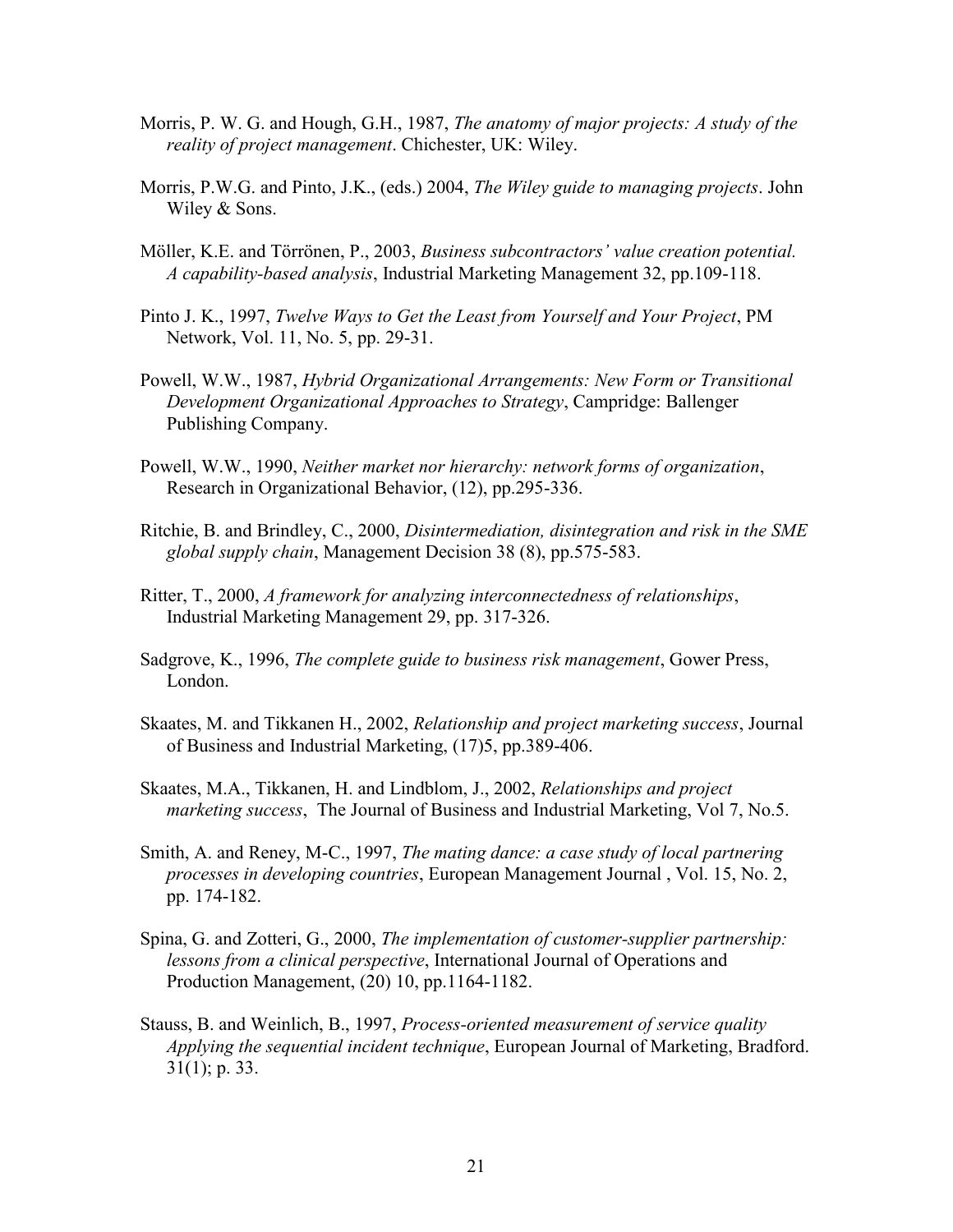Morris, P. W. G. and Hough, G.H., 1987, *The anatomy of major projects: A study of the reality of project management*. Chichester, UK: Wiley.

Morris, P.W.G. and Pinto, J.K., (eds.) 2004, *The Wiley guide to managing projects*. John Wiley & Sons.

Möller, K.E. and Törrönen, P., 2003, *Business subcontractors' value creation potential. A capability-based analysis*, Industrial Marketing Management 32, pp.109-118.

Pinto J. K., 1997, *Twelve Ways to Get the Least from Yourself and Your Project*, PM Network, Vol. 11, No. 5, pp. 29-31.

Powell, W.W., 1987, *Hybrid Organizational Arrangements: New Form or Transitional Development Organizational Approaches to Strategy*, Campridge: Ballenger Publishing Company.

Powell, W.W., 1990, *Neither market nor hierarchy: network forms of organization*, Research in Organizational Behavior, (12), pp.295-336.

Ritchie, B. and Brindley, C., 2000, *Disintermediation, disintegration and risk in the SME global supply chain*, Management Decision 38 (8), pp.575-583.

Ritter, T., 2000, *A framework for analyzing interconnectedness of relationships*, Industrial Marketing Management 29, pp. 317-326.

Sadgrove, K., 1996, *The complete guide to business risk management*, Gower Press, London.

Skaates, M. and Tikkanen H., 2002, *Relationship and project marketing success*, Journal of Business and Industrial Marketing, (17)5, pp.389-406.

Skaates, M.A., Tikkanen, H. and Lindblom, J., 2002, *Relationships and project marketing success*, The Journal of Business and Industrial Marketing, Vol 7, No.5.

Smith, A. and Reney, M-C., 1997, *The mating dance: a case study of local partnering processes in developing countries*, European Management Journal , Vol. 15, No. 2, pp. 174-182.

Spina, G. and Zotteri, G., 2000, *The implementation of customer-supplier partnership: lessons from a clinical perspective*, International Journal of Operations and Production Management, (20) 10, pp.1164-1182.

Stauss, B. and Weinlich, B., 1997, *Process-oriented measurement of service quality Applying the sequential incident technique*, European Journal of Marketing, Bradford. 31(1); p. 33.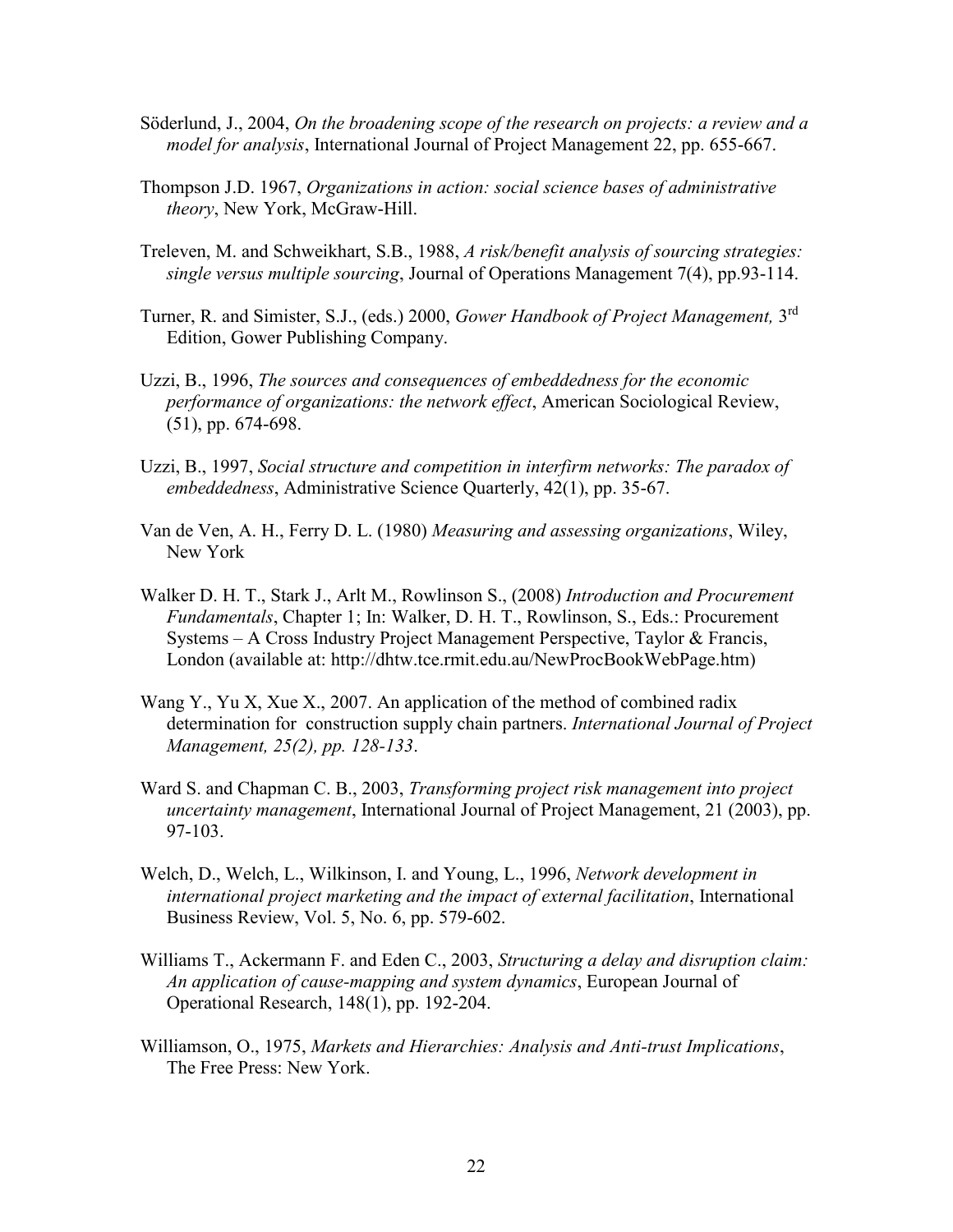Söderlund, J., 2004, *On the broadening scope of the research on projects: a review and a model for analysis*, International Journal of Project Management 22, pp. 655-667.

Thompson J.D. 1967, *Organizations in action: social science bases of administrative theory*, New York, McGraw-Hill.

Treleven, M. and Schweikhart, S.B., 1988, *A risk/benefit analysis of sourcing strategies: single versus multiple sourcing*, Journal of Operations Management 7(4), pp.93-114.

Turner, R. and Simister, S.J., (eds.) 2000, *Gower Handbook of Project Management,* 3rd Edition, Gower Publishing Company.

Uzzi, B., 1996, *The sources and consequences of embeddedness for the economic performance of organizations: the network effect*, American Sociological Review, (51), pp. 674-698.

Uzzi, B., 1997, *Social structure and competition in interfirm networks: The paradox of embeddedness*, Administrative Science Quarterly, 42(1), pp. 35-67.

Van de Ven, A. H., Ferry D. L. (1980) *Measuring and assessing organizations*, Wiley, New York

Walker D. H. T., Stark J., Arlt M., Rowlinson S., (2008) *Introduction and Procurement Fundamentals*, Chapter 1; In: Walker, D. H. T., Rowlinson, S., Eds.: Procurement Systems – A Cross Industry Project Management Perspective, Taylor & Francis, London (available at: http://dhtw.tce.rmit.edu.au/NewProcBookWebPage.htm)

Wang Y., Yu X, Xue X., 2007. An application of the method of combined radix determination for construction supply chain partners. *International Journal of Project Management, 25(2), pp. 128-133*.

Ward S. and Chapman C. B., 2003, *Transforming project risk management into project uncertainty management*, International Journal of Project Management, 21 (2003), pp. 97-103.

Welch, D., Welch, L., Wilkinson, I. and Young, L., 1996, *Network development in international project marketing and the impact of external facilitation*, International Business Review, Vol. 5, No. 6, pp. 579-602.

Williams T., Ackermann F. and Eden C., 2003, *Structuring a delay and disruption claim: An application of cause-mapping and system dynamics*, European Journal of Operational Research, 148(1), pp. 192-204.

Williamson, O., 1975, *Markets and Hierarchies: Analysis and Anti-trust Implications*, The Free Press: New York.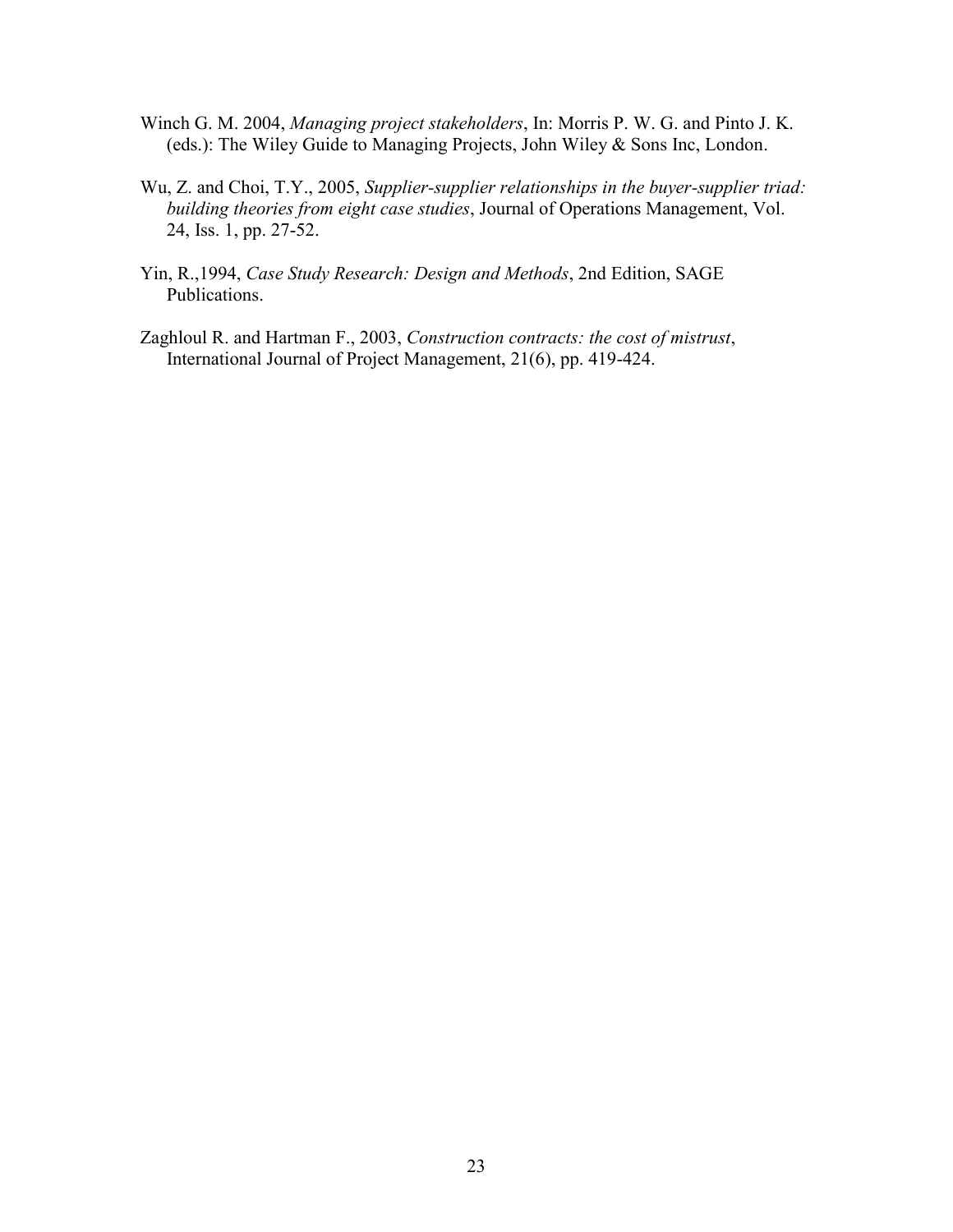Winch G. M. 2004, *Managing project stakeholders*, In: Morris P. W. G. and Pinto J. K. (eds.): The Wiley Guide to Managing Projects, John Wiley & Sons Inc, London.

Wu, Z. and Choi, T.Y., 2005, *Supplier-supplier relationships in the buyer-supplier triad: building theories from eight case studies*, Journal of Operations Management, Vol. 24, Iss. 1, pp. 27-52.

Yin, R.,1994, *Case Study Research: Design and Methods*, 2nd Edition, SAGE Publications.

Zaghloul R. and Hartman F., 2003, *Construction contracts: the cost of mistrust*, International Journal of Project Management, 21(6), pp. 419-424.